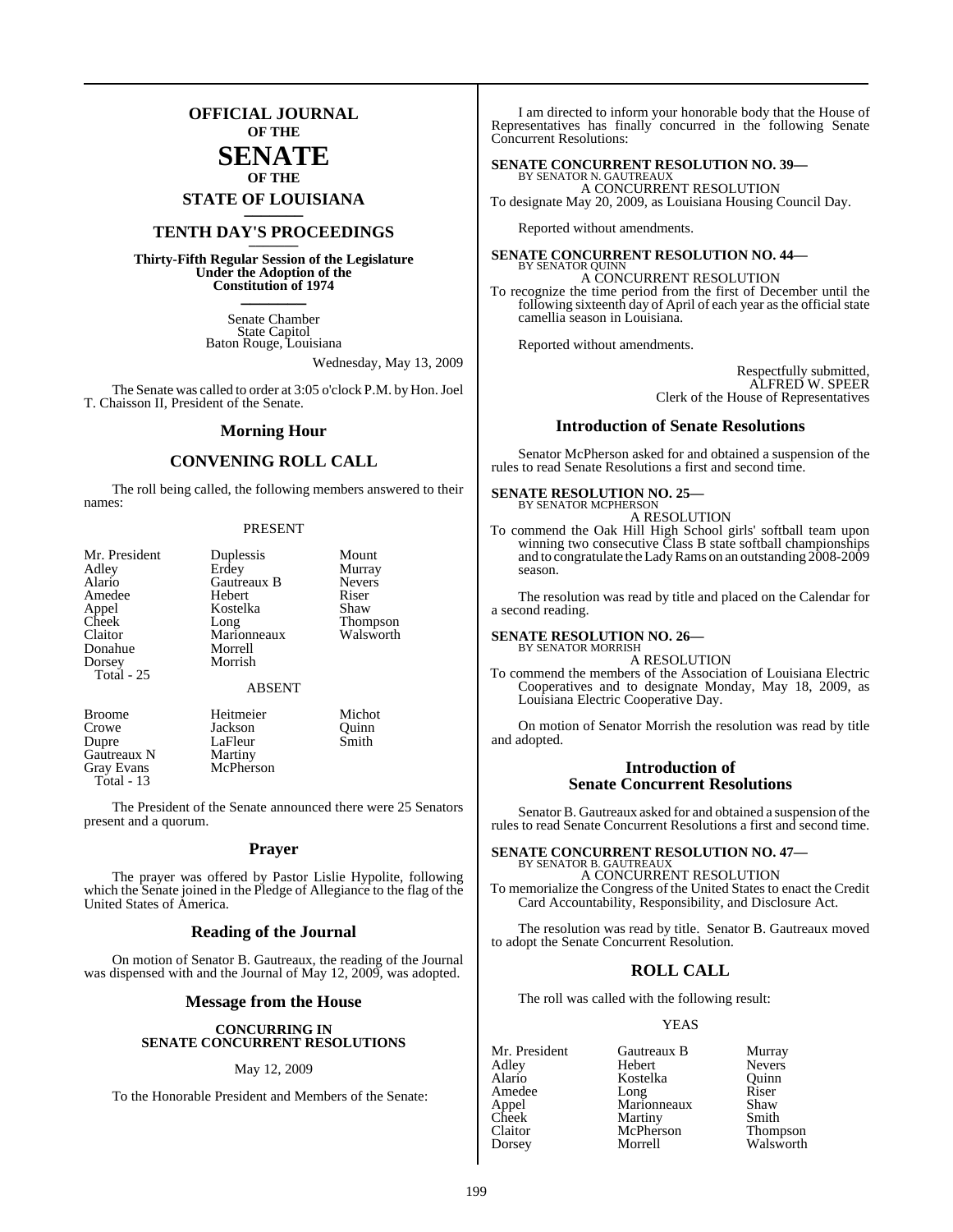# OFFICIAL JOURNAL OF THE SENATE OF THE STATE OF LOUISIANA

## TENTH DAY'S PROCEEDINGS

**Thirty-Fifth Regular Session of the Legislature Under the Adoption of the Constitution of 1974**

Senate Chamber
State Capitol
Baton Rouge, Louisiana

Wednesday, May 13, 2009

The Senate was called to order at 3:05 o'clock P.M. by Hon. Joel T. Chaisson II, President of the Senate.

## Morning Hour

## CONVENING ROLL CALL

The roll being called, the following members answered to their names:

PRESENT

| | | |
|---|---|---|
| Mr. President | Duplessis | Mount |
| Adley | Erdey | Murray |
| Alario | Gautreaux B | Nevers |
| Amedee | Hebert | Riser |
| Appel | Kostelka | Shaw |
| Cheek | Long | Thompson |
| Claitor | Marionneaux | Walsworth |
| Donahue | Morrell | |
| Dorsey | Morrish | |
| Total - 25 | | |

ABSENT

| | | |
|---|---|---|
| Broome | Heitmeier | Michot |
| Crowe | Jackson | Quinn |
| Dupre | LaFleur | Smith |
| Gautreaux N | Martiny | |
| Gray Evans | McPherson | |
| Total - 13 | | |

The President of the Senate announced there were 25 Senators present and a quorum.

## Prayer

The prayer was offered by Pastor Lislie Hypolite, following which the Senate joined in the Pledge of Allegiance to the flag of the United States of America.

## Reading of the Journal

On motion of Senator B. Gautreaux, the reading of the Journal was dispensed with and the Journal of May 12, 2009, was adopted.

## Message from the House

**CONCURRING IN SENATE CONCURRENT RESOLUTIONS**

May 12, 2009

To the Honorable President and Members of the Senate:

I am directed to inform your honorable body that the House of Representatives has finally concurred in the following Senate Concurrent Resolutions:

**SENATE CONCURRENT RESOLUTION NO. 39—**
BY SENATOR N. GAUTREAUX
A CONCURRENT RESOLUTION
To designate May 20, 2009, as Louisiana Housing Council Day.

Reported without amendments.

**SENATE CONCURRENT RESOLUTION NO. 44—**
BY SENATOR QUINN
A CONCURRENT RESOLUTION
To recognize the time period from the first of December until the following sixteenth day of April of each year as the official state camellia season in Louisiana.

Reported without amendments.

Respectfully submitted,
ALFRED W. SPEER
Clerk of the House of Representatives

## Introduction of Senate Resolutions

Senator McPherson asked for and obtained a suspension of the rules to read Senate Resolutions a first and second time.

**SENATE RESOLUTION NO. 25—**
BY SENATOR MCPHERSON
A RESOLUTION
To commend the Oak Hill High School girls' softball team upon winning two consecutive Class B state softball championships and to congratulate the Lady Rams on an outstanding 2008-2009 season.

The resolution was read by title and placed on the Calendar for a second reading.

**SENATE RESOLUTION NO. 26—**
BY SENATOR MORRISH
A RESOLUTION
To commend the members of the Association of Louisiana Electric Cooperatives and to designate Monday, May 18, 2009, as Louisiana Electric Cooperative Day.

On motion of Senator Morrish the resolution was read by title and adopted.

## Introduction of Senate Concurrent Resolutions

Senator B. Gautreaux asked for and obtained a suspension of the rules to read Senate Concurrent Resolutions a first and second time.

**SENATE CONCURRENT RESOLUTION NO. 47—**
BY SENATOR B. GAUTREAUX
A CONCURRENT RESOLUTION
To memorialize the Congress of the United States to enact the Credit Card Accountability, Responsibility, and Disclosure Act.

The resolution was read by title. Senator B. Gautreaux moved to adopt the Senate Concurrent Resolution.

## ROLL CALL

The roll was called with the following result:

YEAS

| | | |
|---|---|---|
| Mr. President | Gautreaux B | Murray |
| Adley | Hebert | Nevers |
| Alario | Kostelka | Quinn |
| Amedee | Long | Riser |
| Appel | Marionneaux | Shaw |
| Cheek | Martiny | Smith |
| Claitor | McPherson | Thompson |
| Dorsey | Morrell | Walsworth |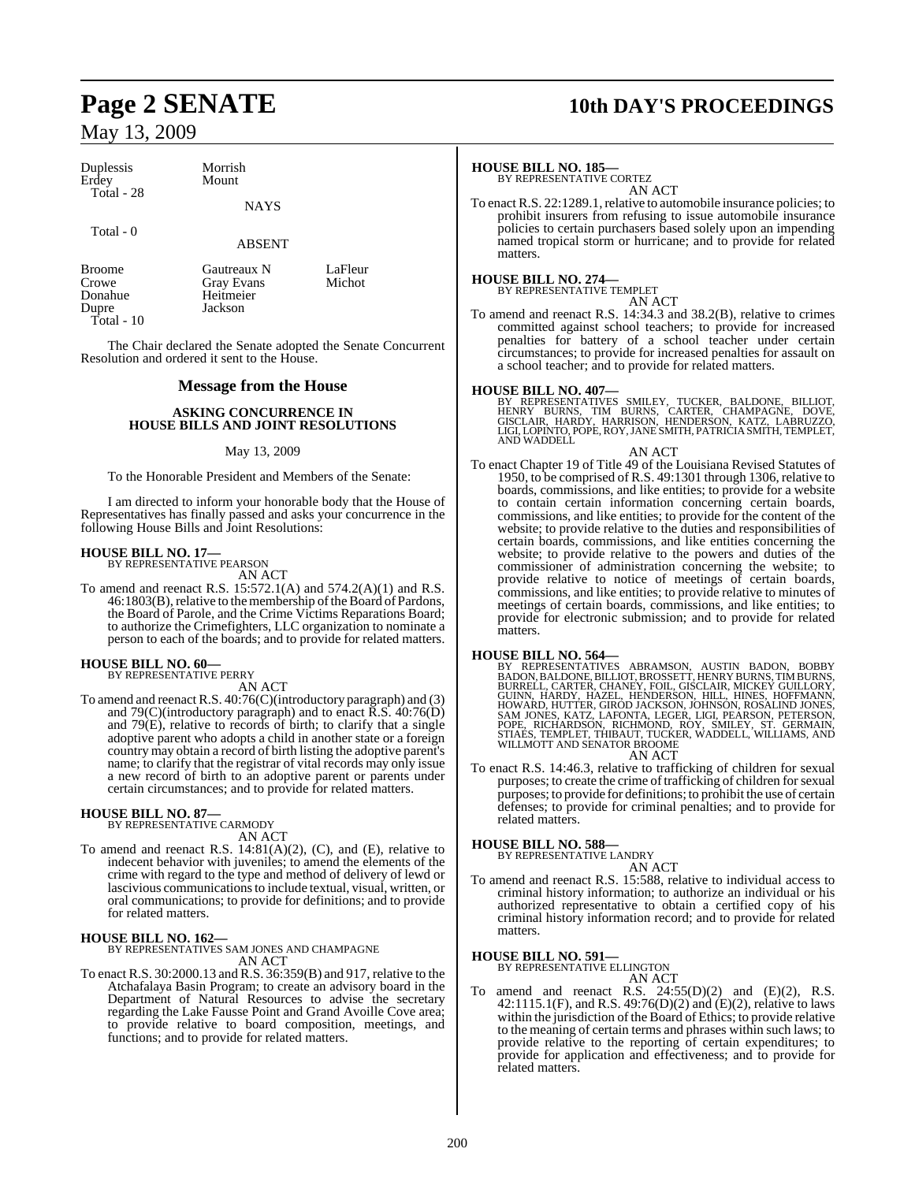Duplessis Morrish
Erdey Mount
Total - 28

NAYS

Total - 0

ABSENT

| | | |
|---|---|---|
| Broome | Gautreaux N | LaFleur |
| Crowe | Gray Evans | Michot |
| Donahue | Heitmeier | |
| Dupre | Jackson | |

Total - 10

The Chair declared the Senate adopted the Senate Concurrent Resolution and ordered it sent to the House.

## Message from the House

### ASKING CONCURRENCE IN HOUSE BILLS AND JOINT RESOLUTIONS

May 13, 2009

To the Honorable President and Members of the Senate:

I am directed to inform your honorable body that the House of Representatives has finally passed and asks your concurrence in the following House Bills and Joint Resolutions:

**HOUSE BILL NO. 17—**
BY REPRESENTATIVE PEARSON
AN ACT

To amend and reenact R.S. 15:572.1(A) and 574.2(A)(1) and R.S. 46:1803(B), relative to the membership of the Board of Pardons, the Board of Parole, and the Crime Victims Reparations Board; to authorize the Crimefighters, LLC organization to nominate a person to each of the boards; and to provide for related matters.

**HOUSE BILL NO. 60—**
BY REPRESENTATIVE PERRY
AN ACT

To amend and reenact R.S. 40:76(C)(introductory paragraph) and (3) and 79(C)(introductory paragraph) and to enact R.S. 40:76(D) and 79(E), relative to records of birth; to clarify that a single adoptive parent who adopts a child in another state or a foreign country may obtain a record of birth listing the adoptive parent's name; to clarify that the registrar of vital records may only issue a new record of birth to an adoptive parent or parents under certain circumstances; and to provide for related matters.

**HOUSE BILL NO. 87—**
BY REPRESENTATIVE CARMODY
AN ACT

To amend and reenact R.S. 14:81(A)(2), (C), and (E), relative to indecent behavior with juveniles; to amend the elements of the crime with regard to the type and method of delivery of lewd or lascivious communications to include textual, visual, written, or oral communications; to provide for definitions; and to provide for related matters.

**HOUSE BILL NO. 162—**
BY REPRESENTATIVES SAM JONES AND CHAMPAGNE
AN ACT

To enact R.S. 30:2000.13 and R.S. 36:359(B) and 917, relative to the Atchafalaya Basin Program; to create an advisory board in the Department of Natural Resources to advise the secretary regarding the Lake Fausse Point and Grand Avoille Cove area; to provide relative to board composition, meetings, and functions; and to provide for related matters.

**HOUSE BILL NO. 185—**
BY REPRESENTATIVE CORTEZ
AN ACT

To enact R.S. 22:1289.1, relative to automobile insurance policies; to prohibit insurers from refusing to issue automobile insurance policies to certain purchasers based solely upon an impending named tropical storm or hurricane; and to provide for related matters.

**HOUSE BILL NO. 274—**
BY REPRESENTATIVE TEMPLET
AN ACT

To amend and reenact R.S. 14:34.3 and 38.2(B), relative to crimes committed against school teachers; to provide for increased penalties for battery of a school teacher under certain circumstances; to provide for increased penalties for assault on a school teacher; and to provide for related matters.

**HOUSE BILL NO. 407—**
BY REPRESENTATIVES SMILEY, TUCKER, BALDONE, BILLIOT, HENRY BURNS, TIM BURNS, CARTER, CHAMPAGNE, DOVE, GISCLAIR, HARDY, HARRISON, HENDERSON, KATZ, LABRUZZO, LIGI, LOPINTO, POPE, ROY, JANE SMITH, PATRICIA SMITH, TEMPLET, AND WADDELL
AN ACT

To enact Chapter 19 of Title 49 of the Louisiana Revised Statutes of 1950, to be comprised of R.S. 49:1301 through 1306, relative to boards, commissions, and like entities; to provide for a website to contain certain information concerning certain boards, commissions, and like entities; to provide for the content of the website; to provide relative to the duties and responsibilities of certain boards, commissions, and like entities concerning the website; to provide relative to the powers and duties of the commissioner of administration concerning the website; to provide relative to notice of meetings of certain boards, commissions, and like entities; to provide relative to minutes of meetings of certain boards, commissions, and like entities; to provide for electronic submission; and to provide for related matters.

**HOUSE BILL NO. 564—**
BY REPRESENTATIVES ABRAMSON, AUSTIN BADON, BOBBY BADON, BALDONE, BILLIOT, BROSSETT, HENRY BURNS, TIM BURNS, BURRELL, CARTER, CHANEY, FOIL, GISCLAIR, MICKEY GUILLORY, GUINN, HARDY, HAZEL, HENDERSON, HILL, HINES, HOFFMANN, HOWARD, HUTTER, GIROD JACKSON, JOHNSON, ROSALIND JONES, SAM JONES, KATZ, LAFONTA, LEGER, LIGI, PEARSON, PETERSON, POPE, RICHARDSON, RICHMOND, ROY, SMILEY, ST. GERMAIN, STIAES, TEMPLET, THIBAUT, TUCKER, WADDELL, WILLIAMS, AND WILLMOTT AND SENATOR BROOME
AN ACT

To enact R.S. 14:46.3, relative to trafficking of children for sexual purposes; to create the crime of trafficking of children for sexual purposes; to provide for definitions; to prohibit the use of certain defenses; to provide for criminal penalties; and to provide for related matters.

**HOUSE BILL NO. 588—**
BY REPRESENTATIVE LANDRY
AN ACT

To amend and reenact R.S. 15:588, relative to individual access to criminal history information; to authorize an individual or his authorized representative to obtain a certified copy of his criminal history information record; and to provide for related matters.

**HOUSE BILL NO. 591—**
BY REPRESENTATIVE ELLINGTON
AN ACT

To amend and reenact R.S. 24:55(D)(2) and (E)(2), R.S. 42:1115.1(F), and R.S. 49:76(D)(2) and (E)(2), relative to laws within the jurisdiction of the Board of Ethics; to provide relative to the meaning of certain terms and phrases within such laws; to provide relative to the reporting of certain expenditures; to provide for application and effectiveness; and to provide for related matters.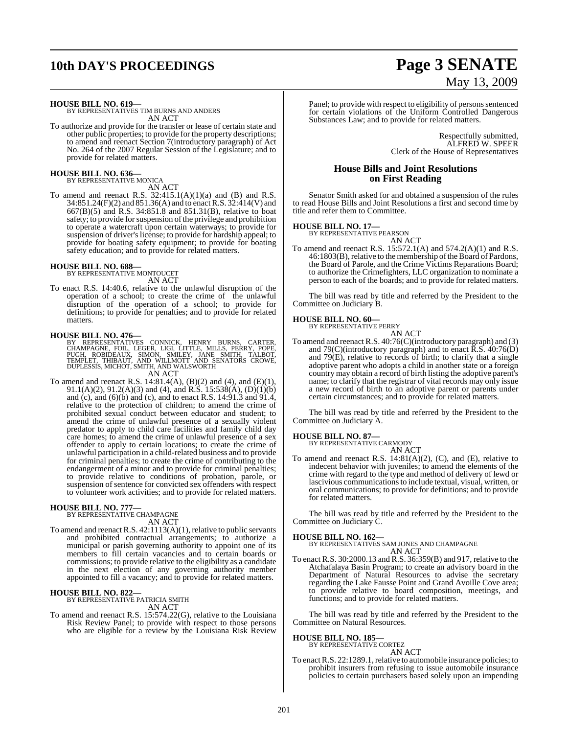**HOUSE BILL NO. 619—**
BY REPRESENTATIVES TIM BURNS AND ANDERS
AN ACT

To authorize and provide for the transfer or lease of certain state and other public properties; to provide for the property descriptions; to amend and reenact Section 7(introductory paragraph) of Act No. 264 of the 2007 Regular Session of the Legislature; and to provide for related matters.

**HOUSE BILL NO. 636—**
BY REPRESENTATIVE MONICA
AN ACT

To amend and reenact R.S. 32:415.1(A)(1)(a) and (B) and R.S. 34:851.24(F)(2) and 851.36(A) and to enact R.S. 32:414(V) and 667(B)(5) and R.S. 34:851.8 and 851.31(B), relative to boat safety; to provide for suspension of the privilege and prohibition to operate a watercraft upon certain waterways; to provide for suspension of driver's license; to provide for hardship appeal; to provide for boating safety equipment; to provide for boating safety education; and to provide for related matters.

**HOUSE BILL NO. 688—**
BY REPRESENTATIVE MONTOUCET
AN ACT

To enact R.S. 14:40.6, relative to the unlawful disruption of the operation of a school; to create the crime of the unlawful disruption of the operation of a school; to provide for definitions; to provide for penalties; and to provide for related matters.

**HOUSE BILL NO. 476—**
BY REPRESENTATIVES CONNICK, HENRY BURNS, CARTER, CHAMPAGNE, FOIL, LEGER, LIGI, LITTLE, MILLS, PERRY, POPE, PUGH, ROBIDEAUX, SIMON, SMILEY, JANE SMITH, TALBOT, TEMPLET, THIBAUT, AND WILLMOTT AND SENATORS CROWE, DUPLESSIS, MICHOT, SMITH, AND WALSWORTH
AN ACT

To amend and reenact R.S. 14:81.4(A), (B)(2) and (4), and (E)(1), 91.1(A)(2), 91.2(A)(3) and (4), and R.S. 15:538(A), (D)(1)(b) and (c), and (6)(b) and (c), and to enact R.S. 14:91.3 and 91.4, relative to the protection of children; to amend the crime of prohibited sexual conduct between educator and student; to amend the crime of unlawful presence of a sexually violent predator to apply to child care facilities and family child day care homes; to amend the crime of unlawful presence of a sex offender to apply to certain locations; to create the crime of unlawful participation in a child-related business and to provide for criminal penalties; to create the crime of contributing to the endangerment of a minor and to provide for criminal penalties; to provide relative to conditions of probation, parole, or suspension of sentence for convicted sex offenders with respect to volunteer work activities; and to provide for related matters.

**HOUSE BILL NO. 777—**
BY REPRESENTATIVE CHAMPAGNE
AN ACT

To amend and reenact R.S. 42:1113(A)(1), relative to public servants and prohibited contractual arrangements; to authorize a municipal or parish governing authority to appoint one of its members to fill certain vacancies and to certain boards or commissions; to provide relative to the eligibility as a candidate in the next election of any governing authority member appointed to fill a vacancy; and to provide for related matters.

**HOUSE BILL NO. 822—**
BY REPRESENTATIVE PATRICIA SMITH
AN ACT

To amend and reenact R.S. 15:574.22(G), relative to the Louisiana Risk Review Panel; to provide with respect to those persons who are eligible for a review by the Louisiana Risk Review Panel; to provide with respect to eligibility of persons sentenced for certain violations of the Uniform Controlled Dangerous Substances Law; and to provide for related matters.

Respectfully submitted,
ALFRED W. SPEER
Clerk of the House of Representatives

## House Bills and Joint Resolutions on First Reading

Senator Smith asked for and obtained a suspension of the rules to read House Bills and Joint Resolutions a first and second time by title and refer them to Committee.

**HOUSE BILL NO. 17—**
BY REPRESENTATIVE PEARSON
AN ACT

To amend and reenact R.S. 15:572.1(A) and 574.2(A)(1) and R.S. 46:1803(B), relative to the membership of the Board of Pardons, the Board of Parole, and the Crime Victims Reparations Board; to authorize the Crimefighters, LLC organization to nominate a person to each of the boards; and to provide for related matters.

The bill was read by title and referred by the President to the Committee on Judiciary B.

**HOUSE BILL NO. 60—**
BY REPRESENTATIVE PERRY
AN ACT

To amend and reenact R.S. 40:76(C)(introductory paragraph) and (3) and 79(C)(introductory paragraph) and to enact R.S. 40:76(D) and 79(E), relative to records of birth; to clarify that a single adoptive parent who adopts a child in another state or a foreign country may obtain a record of birth listing the adoptive parent's name; to clarify that the registrar of vital records may only issue a new record of birth to an adoptive parent or parents under certain circumstances; and to provide for related matters.

The bill was read by title and referred by the President to the Committee on Judiciary A.

**HOUSE BILL NO. 87—**
BY REPRESENTATIVE CARMODY
AN ACT

To amend and reenact R.S. 14:81(A)(2), (C), and (E), relative to indecent behavior with juveniles; to amend the elements of the crime with regard to the type and method of delivery of lewd or lascivious communications to include textual, visual, written, or oral communications; to provide for definitions; and to provide for related matters.

The bill was read by title and referred by the President to the Committee on Judiciary C.

**HOUSE BILL NO. 162—**
BY REPRESENTATIVES SAM JONES AND CHAMPAGNE
AN ACT

To enact R.S. 30:2000.13 and R.S. 36:359(B) and 917, relative to the Atchafalaya Basin Program; to create an advisory board in the Department of Natural Resources to advise the secretary regarding the Lake Fausse Point and Grand Avoille Cove area; to provide relative to board composition, meetings, and functions; and to provide for related matters.

The bill was read by title and referred by the President to the Committee on Natural Resources.

**HOUSE BILL NO. 185—**
BY REPRESENTATIVE CORTEZ
AN ACT

To enact R.S. 22:1289.1, relative to automobile insurance policies; to prohibit insurers from refusing to issue automobile insurance policies to certain purchasers based solely upon an impending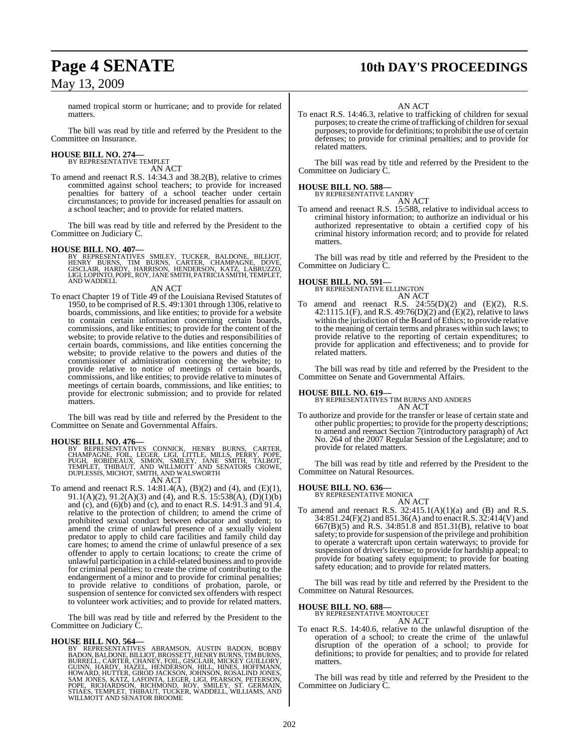named tropical storm or hurricane; and to provide for related matters.

The bill was read by title and referred by the President to the Committee on Insurance.

**HOUSE BILL NO. 274—**
BY REPRESENTATIVE TEMPLET
AN ACT

To amend and reenact R.S. 14:34.3 and 38.2(B), relative to crimes committed against school teachers; to provide for increased penalties for battery of a school teacher under certain circumstances; to provide for increased penalties for assault on a school teacher; and to provide for related matters.

The bill was read by title and referred by the President to the Committee on Judiciary C.

**HOUSE BILL NO. 407—**
BY REPRESENTATIVES SMILEY, TUCKER, BALDONE, BILLIOT, HENRY BURNS, TIM BURNS, CARTER, CHAMPAGNE, DOVE, GISCLAIR, HARDY, HARRISON, HENDERSON, KATZ, LABRUZZO, LIGI, LOPINTO, POPE, ROY, JANE SMITH, PATRICIA SMITH, TEMPLET, AND WADDELL
AN ACT

To enact Chapter 19 of Title 49 of the Louisiana Revised Statutes of 1950, to be comprised of R.S. 49:1301 through 1306, relative to boards, commissions, and like entities; to provide for a website to contain certain information concerning certain boards, commissions, and like entities; to provide for the content of the website; to provide relative to the duties and responsibilities of certain boards, commissions, and like entities concerning the website; to provide relative to the powers and duties of the commissioner of administration concerning the website; to provide relative to notice of meetings of certain boards, commissions, and like entities; to provide relative to minutes of meetings of certain boards, commissions, and like entities; to provide for electronic submission; and to provide for related matters.

The bill was read by title and referred by the President to the Committee on Senate and Governmental Affairs.

**HOUSE BILL NO. 476—**
BY REPRESENTATIVES CONNICK, HENRY BURNS, CARTER, CHAMPAGNE, FOIL, LEGER, LIGI, LITTLE, MILLS, PERRY, POPE, PUGH, ROBIDEAUX, SIMON, SMILEY, JANE SMITH, TALBOT, TEMPLET, THIBAUT, AND WILLMOTT AND SENATORS CROWE, DUPLESSIS, MICHOT, SMITH, AND WALSWORTH
AN ACT

To amend and reenact R.S. 14:81.4(A), (B)(2) and (4), and (E)(1), 91.1(A)(2), 91.2(A)(3) and (4), and R.S. 15:538(A), (D)(1)(b) and (c), and (6)(b) and (c), and to enact R.S. 14:91.3 and 91.4, relative to the protection of children; to amend the crime of prohibited sexual conduct between educator and student; to amend the crime of unlawful presence of a sexually violent predator to apply to child care facilities and family child day care homes; to amend the crime of unlawful presence of a sex offender to apply to certain locations; to create the crime of unlawful participation in a child-related business and to provide for criminal penalties; to create the crime of contributing to the endangerment of a minor and to provide for criminal penalties; to provide relative to conditions of probation, parole, or suspension of sentence for convicted sex offenders with respect to volunteer work activities; and to provide for related matters.

The bill was read by title and referred by the President to the Committee on Judiciary C.

**HOUSE BILL NO. 564—**
BY REPRESENTATIVES ABRAMSON, AUSTIN BADON, BOBBY BADON, BALDONE, BILLIOT, BROSSETT, HENRY BURNS, TIM BURNS, BURRELL, CARTER, CHANEY, FOIL, GISCLAIR, MICKEY GUILLORY, GUINN, HARDY, HAZEL, HENDERSON, HILL, HINES, HOFFMANN, HOWARD, HUTTER, GIROD JACKSON, JOHNSON, ROSALIND JONES, SAM JONES, KATZ, LAFONTA, LEGER, LIGI, PEARSON, PETERSON, POPE, RICHARDSON, RICHMOND, ROY, SMILEY, ST. GERMAIN, STIAES, TEMPLET, THIBAUT, TUCKER, WADDELL, WILLIAMS, AND WILLMOTT AND SENATOR BROOME
AN ACT

To enact R.S. 14:46.3, relative to trafficking of children for sexual purposes; to create the crime of trafficking of children for sexual purposes; to provide for definitions; to prohibit the use of certain defenses; to provide for criminal penalties; and to provide for related matters.

The bill was read by title and referred by the President to the Committee on Judiciary C.

**HOUSE BILL NO. 588—**
BY REPRESENTATIVE LANDRY
AN ACT

To amend and reenact R.S. 15:588, relative to individual access to criminal history information; to authorize an individual or his authorized representative to obtain a certified copy of his criminal history information record; and to provide for related matters.

The bill was read by title and referred by the President to the Committee on Judiciary C.

**HOUSE BILL NO. 591—**
BY REPRESENTATIVE ELLINGTON
AN ACT

To amend and reenact R.S. 24:55(D)(2) and (E)(2), R.S. 42:1115.1(F), and R.S. 49:76(D)(2) and (E)(2), relative to laws within the jurisdiction of the Board of Ethics; to provide relative to the meaning of certain terms and phrases within such laws; to provide relative to the reporting of certain expenditures; to provide for application and effectiveness; and to provide for related matters.

The bill was read by title and referred by the President to the Committee on Senate and Governmental Affairs.

**HOUSE BILL NO. 619—**
BY REPRESENTATIVES TIM BURNS AND ANDERS
AN ACT

To authorize and provide for the transfer or lease of certain state and other public properties; to provide for the property descriptions; to amend and reenact Section 7(introductory paragraph) of Act No. 264 of the 2007 Regular Session of the Legislature; and to provide for related matters.

The bill was read by title and referred by the President to the Committee on Natural Resources.

**HOUSE BILL NO. 636—**
BY REPRESENTATIVE MONICA
AN ACT

To amend and reenact R.S. 32:415.1(A)(1)(a) and (B) and R.S. 34:851.24(F)(2) and 851.36(A) and to enact R.S. 32:414(V) and 667(B)(5) and R.S. 34:851.8 and 851.31(B), relative to boat safety; to provide for suspension of the privilege and prohibition to operate a watercraft upon certain waterways; to provide for suspension of driver's license; to provide for hardship appeal; to provide for boating safety equipment; to provide for boating safety education; and to provide for related matters.

The bill was read by title and referred by the President to the Committee on Natural Resources.

**HOUSE BILL NO. 688—**
BY REPRESENTATIVE MONTOUCET
AN ACT

To enact R.S. 14:40.6, relative to the unlawful disruption of the operation of a school; to create the crime of the unlawful disruption of the operation of a school; to provide for definitions; to provide for penalties; and to provide for related matters.

The bill was read by title and referred by the President to the Committee on Judiciary C.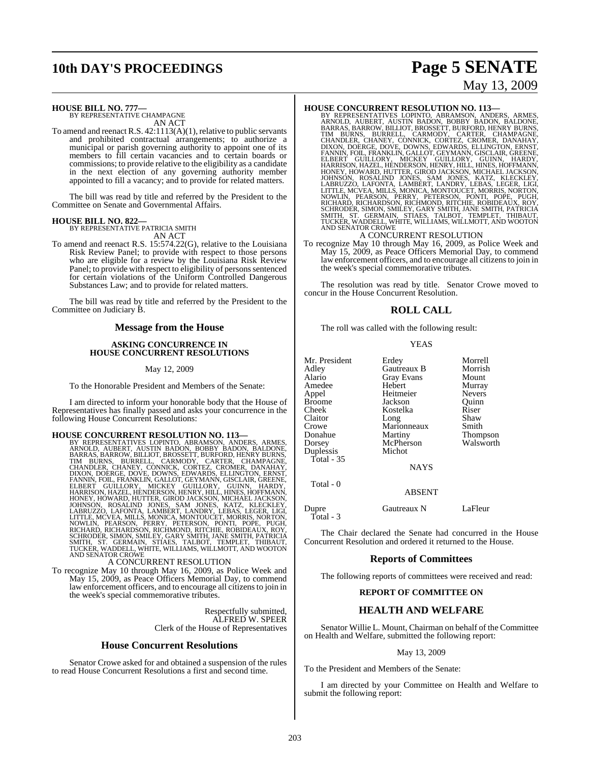**HOUSE BILL NO. 777—**
BY REPRESENTATIVE CHAMPAGNE
AN ACT

To amend and reenact R.S. 42:1113(A)(1), relative to public servants and prohibited contractual arrangements; to authorize a municipal or parish governing authority to appoint one of its members to fill certain vacancies and to certain boards or commissions; to provide relative to the eligibility as a candidate in the next election of any governing authority member appointed to fill a vacancy; and to provide for related matters.

The bill was read by title and referred by the President to the Committee on Senate and Governmental Affairs.

**HOUSE BILL NO. 822—**
BY REPRESENTATIVE PATRICIA SMITH
AN ACT

To amend and reenact R.S. 15:574.22(G), relative to the Louisiana Risk Review Panel; to provide with respect to those persons who are eligible for a review by the Louisiana Risk Review Panel; to provide with respect to eligibility of persons sentenced for certain violations of the Uniform Controlled Dangerous Substances Law; and to provide for related matters.

The bill was read by title and referred by the President to the Committee on Judiciary B.

## Message from the House

### ASKING CONCURRENCE IN HOUSE CONCURRENT RESOLUTIONS

May 12, 2009

To the Honorable President and Members of the Senate:

I am directed to inform your honorable body that the House of Representatives has finally passed and asks your concurrence in the following House Concurrent Resolutions:

**HOUSE CONCURRENT RESOLUTION NO. 113—**
BY REPRESENTATIVES LOPINTO, ABRAMSON, ANDERS, ARMES, ARNOLD, AUBERT, AUSTIN BADON, BOBBY BADON, BALDONE, BARRAS, BARROW, BILLIOT, BROSSETT, BURFORD, HENRY BURNS, TIM BURNS, BURRELL, CARMODY, CARTER, CHAMPAGNE, CHANDLER, CHANEY, CONNICK, CORTEZ, CROMER, DANAHAY, DIXON, DOERGE, DOVE, DOWNS, EDWARDS, ELLINGTON, ERNST, FANNIN, FOIL, FRANKLIN, GALLOT, GEYMANN, GISCLAIR, GREENE, ELBERT GUILLORY, MICKEY GUILLORY, GUINN, HARDY, HARRISON, HAZEL, HENDERSON, HENRY, HILL, HINES, HOFFMANN, HONEY, HOWARD, HUTTER, GIROD JACKSON, MICHAEL JACKSON, JOHNSON, ROSALIND JONES, SAM JONES, KATZ, KLECKLEY, LABRUZZO, LAFONTA, LAMBERT, LANDRY, LEBAS, LEGER, LIGI, LITTLE, MCVEA, MILLS, MONICA, MONTOUCET, MORRIS, NORTON, NOWLIN, PEARSON, PERRY, PETERSON, PONTI, POPE, PUGH, RICHARD, RICHARDSON, RICHMOND, RITCHIE, ROBIDEAUX, ROY, SCHRODER, SIMON, SMILEY, GARY SMITH, JANE SMITH, PATRICIA SMITH, ST. GERMAIN, STIAES, TALBOT, TEMPLET, THIBAUT, TUCKER, WADDELL, WHITE, WILLIAMS, WILLMOTT, AND WOOTON AND SENATOR CROWE
A CONCURRENT RESOLUTION

To recognize May 10 through May 16, 2009, as Police Week and May 15, 2009, as Peace Officers Memorial Day, to commend law enforcement officers, and to encourage all citizens to join in the week's special commemorative tributes.

Respectfully submitted,
ALFRED W. SPEER
Clerk of the House of Representatives

## House Concurrent Resolutions

Senator Crowe asked for and obtained a suspension of the rules to read House Concurrent Resolutions a first and second time.

**HOUSE CONCURRENT RESOLUTION NO. 113—**
BY REPRESENTATIVES LOPINTO, ABRAMSON, ANDERS, ARMES, ARNOLD, AUBERT, AUSTIN BADON, BOBBY BADON, BALDONE, BARRAS, BARROW, BILLIOT, BROSSETT, BURFORD, HENRY BURNS, TIM BURNS, BURRELL, CARMODY, CARTER, CHAMPAGNE, CHANDLER, CHANEY, CONNICK, CORTEZ, CROMER, DANAHAY, DIXON, DOERGE, DOVE, DOWNS, EDWARDS, ELLINGTON, ERNST, FANNIN, FOIL, FRANKLIN, GALLOT, GEYMANN, GISCLAIR, GREENE, ELBERT GUILLORY, MICKEY GUILLORY, GUINN, HARDY, HARRISON, HAZEL, HENDERSON, HENRY, HILL, HINES, HOFFMANN, HONEY, HOWARD, HUTTER, GIROD JACKSON, MICHAEL JACKSON, JOHNSON, ROSALIND JONES, SAM JONES, KATZ, KLECKLEY, LABRUZZO, LAFONTA, LAMBERT, LANDRY, LEBAS, LEGER, LIGI, LITTLE, MCVEA, MILLS, MONICA, MONTOUCET, MORRIS, NORTON, NOWLIN, PEARSON, PERRY, PETERSON, PONTI, POPE, PUGH, RICHARD, RICHARDSON, RICHMOND, RITCHIE, ROBIDEAUX, ROY, SCHRODER, SIMON, SMILEY, GARY SMITH, JANE SMITH, PATRICIA SMITH, ST. GERMAIN, STIAES, TALBOT, TEMPLET, THIBAUT, TUCKER, WADDELL, WHITE, WILLIAMS, WILLMOTT, AND WOOTON AND SENATOR CROWE
A CONCURRENT RESOLUTION

To recognize May 10 through May 16, 2009, as Police Week and May 15, 2009, as Peace Officers Memorial Day, to commend law enforcement officers, and to encourage all citizens to join in the week's special commemorative tributes.

The resolution was read by title. Senator Crowe moved to concur in the House Concurrent Resolution.

## ROLL CALL

The roll was called with the following result:

YEAS

| | | |
|---|---|---|
| Mr. President | Erdey | Morrell |
| Adley | Gautreaux B | Morrish |
| Alario | Gray Evans | Mount |
| Amedee | Hebert | Murray |
| Appel | Heitmeier | Nevers |
| Broome | Jackson | Quinn |
| Cheek | Kostelka | Riser |
| Claitor | Long | Shaw |
| Crowe | Marionneaux | Smith |
| Donahue | Martiny | Thompson |
| Dorsey | McPherson | Walsworth |
| Duplessis | Michot | |
| Total - 35 | | |

NAYS

Total - 0

ABSENT

| | | |
|---|---|---|
| Dupre | Gautreaux N | LaFleur |
| Total - 3 | | |

The Chair declared the Senate had concurred in the House Concurrent Resolution and ordered it returned to the House.

## Reports of Committees

The following reports of committees were received and read:

### REPORT OF COMMITTEE ON

## HEALTH AND WELFARE

Senator Willie L. Mount, Chairman on behalf of the Committee on Health and Welfare, submitted the following report:

May 13, 2009

To the President and Members of the Senate:

I am directed by your Committee on Health and Welfare to submit the following report: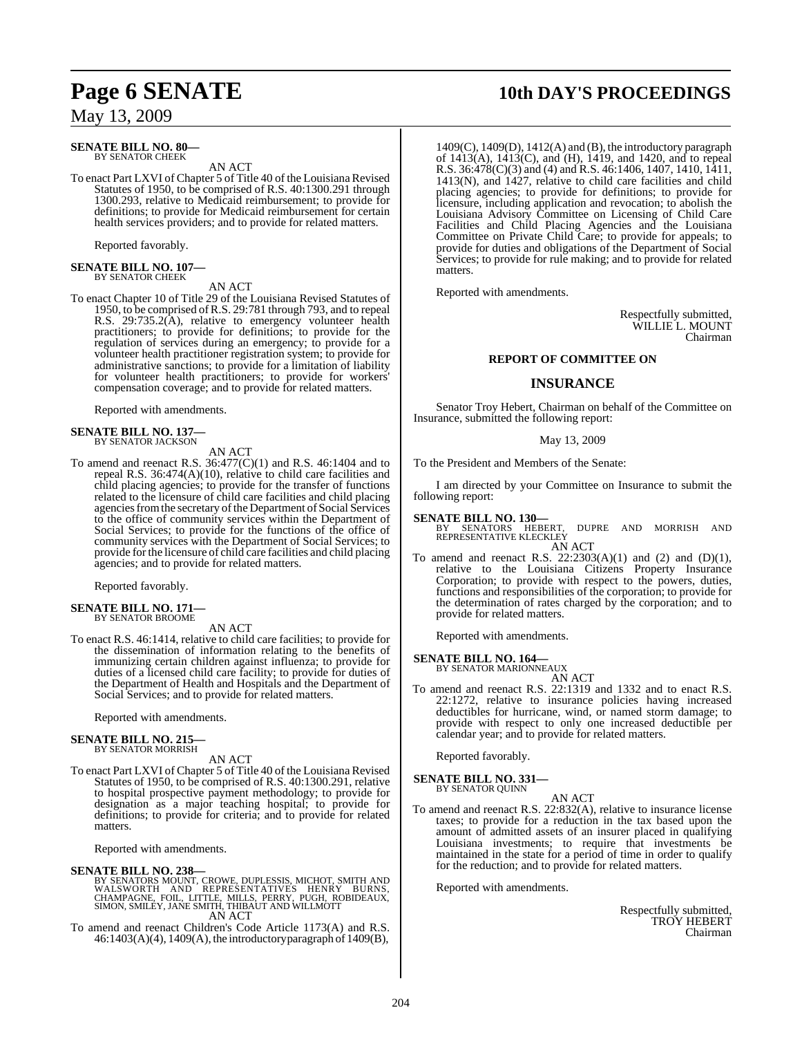**SENATE BILL NO. 80—**
BY SENATOR CHEEK

AN ACT

To enact Part LXVI of Chapter 5 of Title 40 of the Louisiana Revised Statutes of 1950, to be comprised of R.S. 40:1300.291 through 1300.293, relative to Medicaid reimbursement; to provide for definitions; to provide for Medicaid reimbursement for certain health services providers; and to provide for related matters.

Reported favorably.

**SENATE BILL NO. 107—**
BY SENATOR CHEEK

AN ACT

To enact Chapter 10 of Title 29 of the Louisiana Revised Statutes of 1950, to be comprised of R.S. 29:781 through 793, and to repeal R.S. 29:735.2(A), relative to emergency volunteer health practitioners; to provide for definitions; to provide for the regulation of services during an emergency; to provide for a volunteer health practitioner registration system; to provide for administrative sanctions; to provide for a limitation of liability for volunteer health practitioners; to provide for workers' compensation coverage; and to provide for related matters.

Reported with amendments.

**SENATE BILL NO. 137—**
BY SENATOR JACKSON

AN ACT

To amend and reenact R.S. 36:477(C)(1) and R.S. 46:1404 and to repeal R.S. 36:474(A)(10), relative to child care facilities and child placing agencies; to provide for the transfer of functions related to the licensure of child care facilities and child placing agencies from the secretary of the Department of Social Services to the office of community services within the Department of Social Services; to provide for the functions of the office of community services with the Department of Social Services; to provide for the licensure of child care facilities and child placing agencies; and to provide for related matters.

Reported favorably.

**SENATE BILL NO. 171—**
BY SENATOR BROOME

AN ACT

To enact R.S. 46:1414, relative to child care facilities; to provide for the dissemination of information relating to the benefits of immunizing certain children against influenza; to provide for duties of a licensed child care facility; to provide for duties of the Department of Health and Hospitals and the Department of Social Services; and to provide for related matters.

Reported with amendments.

**SENATE BILL NO. 215—**
BY SENATOR MORRISH

AN ACT

To enact Part LXVI of Chapter 5 of Title 40 of the Louisiana Revised Statutes of 1950, to be comprised of R.S. 40:1300.291, relative to hospital prospective payment methodology; to provide for designation as a major teaching hospital; to provide for definitions; to provide for criteria; and to provide for related matters.

Reported with amendments.

**SENATE BILL NO. 238—**
BY SENATORS MOUNT, CROWE, DUPLESSIS, MICHOT, SMITH AND WALSWORTH AND REPRESENTATIVES HENRY BURNS, CHAMPAGNE, FOIL, LITTLE, MILLS, PERRY, PUGH, ROBIDEAUX, SIMON, SMILEY, JANE SMITH, THIBAUT AND WILLMOTT

AN ACT

To amend and reenact Children's Code Article 1173(A) and R.S. 46:1403(A)(4), 1409(A), the introductory paragraph of 1409(B), 1409(C), 1409(D), 1412(A) and (B), the introductory paragraph of 1413(A), 1413(C), and (H), 1419, and 1420, and to repeal R.S. 36:478(C)(3) and (4) and R.S. 46:1406, 1407, 1410, 1411, 1413(N), and 1427, relative to child care facilities and child placing agencies; to provide for definitions; to provide for licensure, including application and revocation; to abolish the Louisiana Advisory Committee on Licensing of Child Care Facilities and Child Placing Agencies and the Louisiana Committee on Private Child Care; to provide for appeals; to provide for duties and obligations of the Department of Social Services; to provide for rule making; and to provide for related matters.

Reported with amendments.

Respectfully submitted,
WILLIE L. MOUNT
Chairman

## REPORT OF COMMITTEE ON

## INSURANCE

Senator Troy Hebert, Chairman on behalf of the Committee on Insurance, submitted the following report:

May 13, 2009

To the President and Members of the Senate:

I am directed by your Committee on Insurance to submit the following report:

**SENATE BILL NO. 130—**
BY SENATORS HEBERT, DUPRE AND MORRISH AND REPRESENTATIVE KLECKLEY

AN ACT

To amend and reenact R.S. 22:2303(A)(1) and (2) and (D)(1), relative to the Louisiana Citizens Property Insurance Corporation; to provide with respect to the powers, duties, functions and responsibilities of the corporation; to provide for the determination of rates charged by the corporation; and to provide for related matters.

Reported with amendments.

**SENATE BILL NO. 164—**
BY SENATOR MARIONNEAUX

AN ACT

To amend and reenact R.S. 22:1319 and 1332 and to enact R.S. 22:1272, relative to insurance policies having increased deductibles for hurricane, wind, or named storm damage; to provide with respect to only one increased deductible per calendar year; and to provide for related matters.

Reported favorably.

**SENATE BILL NO. 331—**
BY SENATOR QUINN

AN ACT

To amend and reenact R.S. 22:832(A), relative to insurance license taxes; to provide for a reduction in the tax based upon the amount of admitted assets of an insurer placed in qualifying Louisiana investments; to require that investments be maintained in the state for a period of time in order to qualify for the reduction; and to provide for related matters.

Reported with amendments.

Respectfully submitted,
TROY HEBERT
Chairman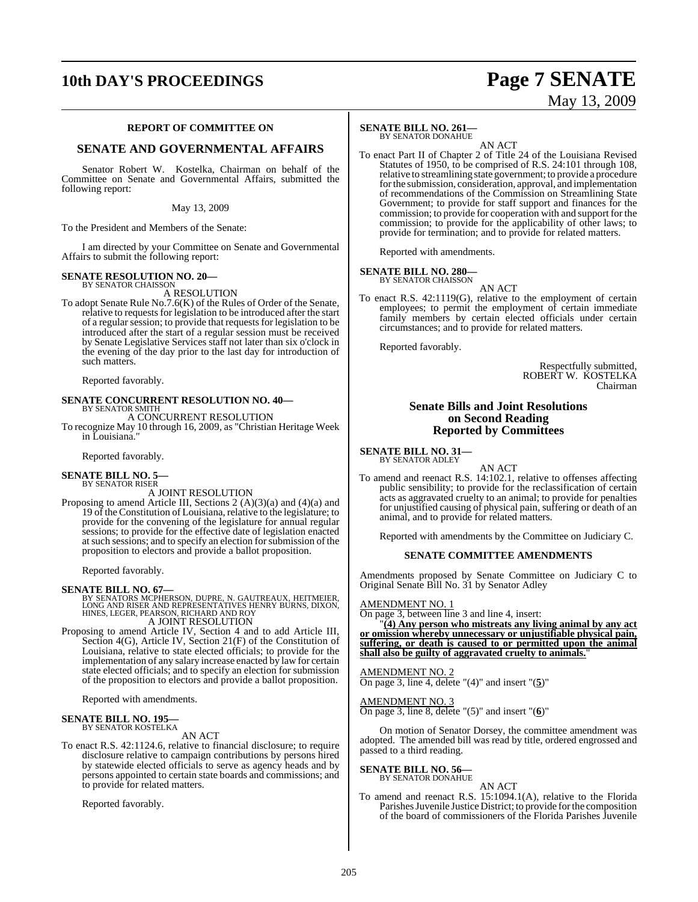### REPORT OF COMMITTEE ON

### SENATE AND GOVERNMENTAL AFFAIRS

Senator Robert W. Kostelka, Chairman on behalf of the Committee on Senate and Governmental Affairs, submitted the following report:

May 13, 2009

To the President and Members of the Senate:

I am directed by your Committee on Senate and Governmental Affairs to submit the following report:

**SENATE RESOLUTION NO. 20—**
BY SENATOR CHAISSON

A RESOLUTION

To adopt Senate Rule No.7.6(K) of the Rules of Order of the Senate, relative to requests for legislation to be introduced after the start of a regular session; to provide that requests for legislation to be introduced after the start of a regular session must be received by Senate Legislative Services staff not later than six o'clock in the evening of the day prior to the last day for introduction of such matters.

Reported favorably.

**SENATE CONCURRENT RESOLUTION NO. 40—**
BY SENATOR SMITH

A CONCURRENT RESOLUTION

To recognize May 10 through 16, 2009, as "Christian Heritage Week in Louisiana."

Reported favorably.

**SENATE BILL NO. 5—**
BY SENATOR RISER

A JOINT RESOLUTION

Proposing to amend Article III, Sections 2 (A)(3)(a) and (4)(a) and 19 of the Constitution of Louisiana, relative to the legislature; to provide for the convening of the legislature for annual regular sessions; to provide for the effective date of legislation enacted at such sessions; and to specify an election for submission of the proposition to electors and provide a ballot proposition.

Reported favorably.

**SENATE BILL NO. 67—**
BY SENATORS MCPHERSON, DUPRE, N. GAUTREAUX, HEITMEIER, LONG AND RISER AND REPRESENTATIVES HENRY BURNS, DIXON, HINES, LEGER, PEARSON, RICHARD AND ROY

A JOINT RESOLUTION

Proposing to amend Article IV, Section 4 and to add Article III, Section 4(G), Article IV, Section 21(F) of the Constitution of Louisiana, relative to state elected officials; to provide for the implementation of any salary increase enacted by law for certain state elected officials; and to specify an election for submission of the proposition to electors and provide a ballot proposition.

Reported with amendments.

**SENATE BILL NO. 195—**
BY SENATOR KOSTELKA

AN ACT

To enact R.S. 42:1124.6, relative to financial disclosure; to require disclosure relative to campaign contributions by persons hired by statewide elected officials to serve as agency heads and by persons appointed to certain state boards and commissions; and to provide for related matters.

Reported favorably.

**SENATE BILL NO. 261—**
BY SENATOR DONAHUE

AN ACT

To enact Part II of Chapter 2 of Title 24 of the Louisiana Revised Statutes of 1950, to be comprised of R.S. 24:101 through 108, relative to streamlining state government; to provide a procedure for the submission, consideration, approval, and implementation of recommendations of the Commission on Streamlining State Government; to provide for staff support and finances for the commission; to provide for cooperation with and support for the commission; to provide for the applicability of other laws; to provide for termination; and to provide for related matters.

Reported with amendments.

**SENATE BILL NO. 280—**
BY SENATOR CHAISSON

AN ACT

To enact R.S. 42:1119(G), relative to the employment of certain employees; to permit the employment of certain immediate family members by certain elected officials under certain circumstances; and to provide for related matters.

Reported favorably.

Respectfully submitted,
ROBERT W. KOSTELKA
Chairman

## Senate Bills and Joint Resolutions on Second Reading Reported by Committees

**SENATE BILL NO. 31—**
BY SENATOR ADLEY

AN ACT

To amend and reenact R.S. 14:102.1, relative to offenses affecting public sensibility; to provide for the reclassification of certain acts as aggravated cruelty to an animal; to provide for penalties for unjustified causing of physical pain, suffering or death of an animal, and to provide for related matters.

Reported with amendments by the Committee on Judiciary C.

### SENATE COMMITTEE AMENDMENTS

Amendments proposed by Senate Committee on Judiciary C to Original Senate Bill No. 31 by Senator Adley

AMENDMENT NO. 1

On page 3, between line 3 and line 4, insert:

"**(4) Any person who mistreats any living animal by any act or omission whereby unnecessary or unjustifiable physical pain, suffering, or death is caused to or permitted upon the animal shall also be guilty of aggravated cruelty to animals.**"

AMENDMENT NO. 2

On page 3, line 4, delete "(4)" and insert "(**5**)"

AMENDMENT NO. 3

On page 3, line 8, delete "(5)" and insert "(**6**)"

On motion of Senator Dorsey, the committee amendment was adopted. The amended bill was read by title, ordered engrossed and passed to a third reading.

**SENATE BILL NO. 56—**
BY SENATOR DONAHUE

AN ACT

To amend and reenact R.S. 15:1094.1(A), relative to the Florida Parishes Juvenile Justice District; to provide for the composition of the board of commissioners of the Florida Parishes Juvenile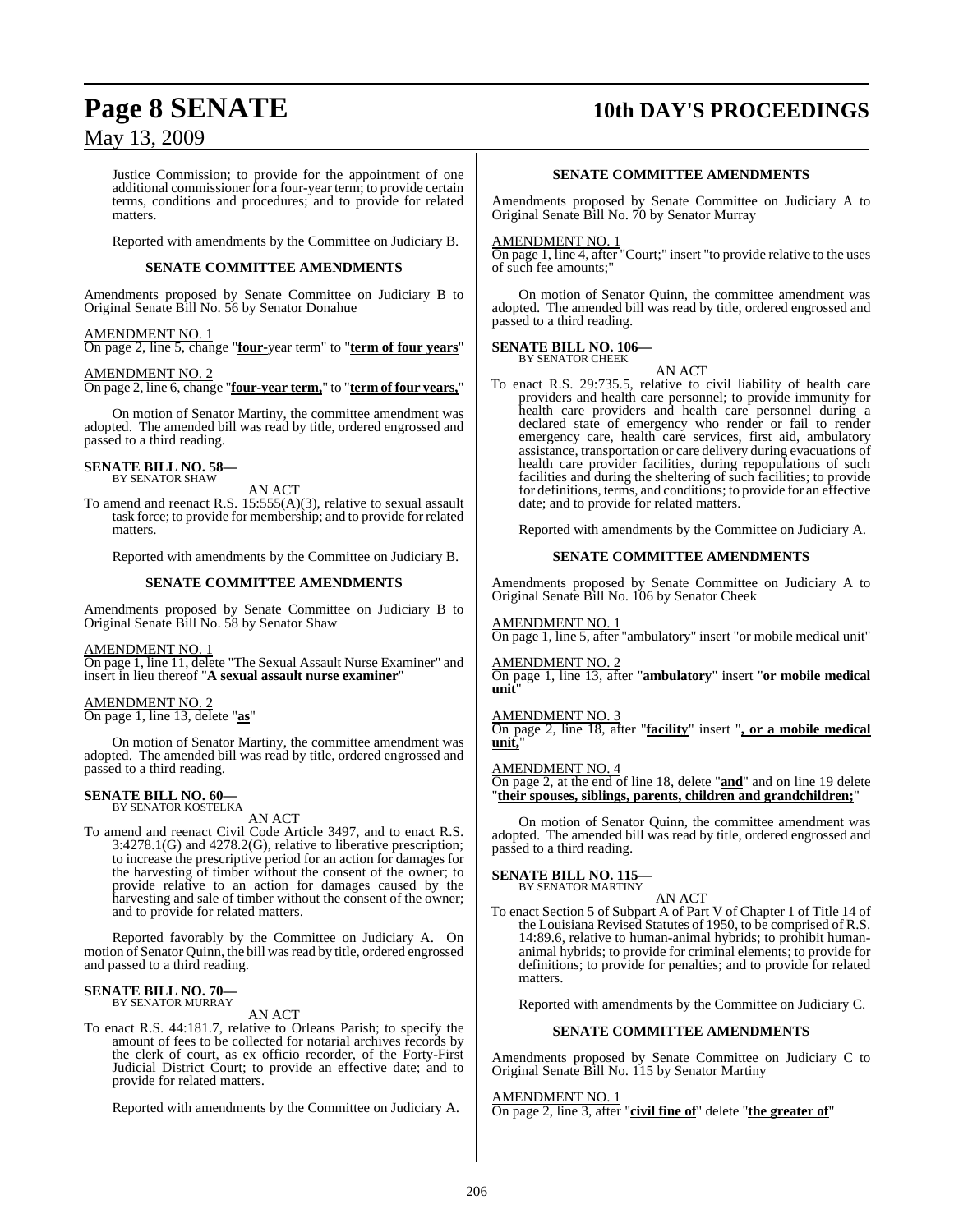Justice Commission; to provide for the appointment of one additional commissioner for a four-year term; to provide certain terms, conditions and procedures; and to provide for related matters.

Reported with amendments by the Committee on Judiciary B.

**SENATE COMMITTEE AMENDMENTS**

Amendments proposed by Senate Committee on Judiciary B to Original Senate Bill No. 56 by Senator Donahue

AMENDMENT NO. 1
On page 2, line 5, change "**four-**year term" to "**term of four years**"

AMENDMENT NO. 2
On page 2, line 6, change "**four-year term,**" to "**term of four years,**"

On motion of Senator Martiny, the committee amendment was adopted. The amended bill was read by title, ordered engrossed and passed to a third reading.

**SENATE BILL NO. 58—**
BY SENATOR SHAW

AN ACT

To amend and reenact R.S. 15:555(A)(3), relative to sexual assault task force; to provide for membership; and to provide for related matters.

Reported with amendments by the Committee on Judiciary B.

**SENATE COMMITTEE AMENDMENTS**

Amendments proposed by Senate Committee on Judiciary B to Original Senate Bill No. 58 by Senator Shaw

AMENDMENT NO. 1
On page 1, line 11, delete "The Sexual Assault Nurse Examiner" and insert in lieu thereof "**A sexual assault nurse examiner**"

AMENDMENT NO. 2
On page 1, line 13, delete "**as**"

On motion of Senator Martiny, the committee amendment was adopted. The amended bill was read by title, ordered engrossed and passed to a third reading.

**SENATE BILL NO. 60—**
BY SENATOR KOSTELKA

AN ACT

To amend and reenact Civil Code Article 3497, and to enact R.S. 3:4278.1(G) and 4278.2(G), relative to liberative prescription; to increase the prescriptive period for an action for damages for the harvesting of timber without the consent of the owner; to provide relative to an action for damages caused by the harvesting and sale of timber without the consent of the owner; and to provide for related matters.

Reported favorably by the Committee on Judiciary A. On motion of Senator Quinn, the bill was read by title, ordered engrossed and passed to a third reading.

**SENATE BILL NO. 70—**
BY SENATOR MURRAY

AN ACT

To enact R.S. 44:181.7, relative to Orleans Parish; to specify the amount of fees to be collected for notarial archives records by the clerk of court, as ex officio recorder, of the Forty-First Judicial District Court; to provide an effective date; and to provide for related matters.

Reported with amendments by the Committee on Judiciary A.

**SENATE COMMITTEE AMENDMENTS**

Amendments proposed by Senate Committee on Judiciary A to Original Senate Bill No. 70 by Senator Murray

AMENDMENT NO. 1
On page 1, line 4, after "Court;" insert "to provide relative to the uses of such fee amounts;"

On motion of Senator Quinn, the committee amendment was adopted. The amended bill was read by title, ordered engrossed and passed to a third reading.

**SENATE BILL NO. 106—**
BY SENATOR CHEEK

AN ACT

To enact R.S. 29:735.5, relative to civil liability of health care providers and health care personnel; to provide immunity for health care providers and health care personnel during a declared state of emergency who render or fail to render emergency care, health care services, first aid, ambulatory assistance, transportation or care delivery during evacuations of health care provider facilities, during repopulations of such facilities and during the sheltering of such facilities; to provide for definitions, terms, and conditions; to provide for an effective date; and to provide for related matters.

Reported with amendments by the Committee on Judiciary A.

**SENATE COMMITTEE AMENDMENTS**

Amendments proposed by Senate Committee on Judiciary A to Original Senate Bill No. 106 by Senator Cheek

AMENDMENT NO. 1
On page 1, line 5, after "ambulatory" insert "or mobile medical unit"

AMENDMENT NO. 2
On page 1, line 13, after "**ambulatory**" insert "**or mobile medical unit**"

AMENDMENT NO. 3
On page 2, line 18, after "**facility**" insert "**, or a mobile medical unit,**"

AMENDMENT NO. 4
On page 2, at the end of line 18, delete "**and**" and on line 19 delete "**their spouses, siblings, parents, children and grandchildren;**"

On motion of Senator Quinn, the committee amendment was adopted. The amended bill was read by title, ordered engrossed and passed to a third reading.

**SENATE BILL NO. 115—**
BY SENATOR MARTINY

AN ACT

To enact Section 5 of Subpart A of Part V of Chapter 1 of Title 14 of the Louisiana Revised Statutes of 1950, to be comprised of R.S. 14:89.6, relative to human-animal hybrids; to prohibit human-animal hybrids; to provide for criminal elements; to provide for definitions; to provide for penalties; and to provide for related matters.

Reported with amendments by the Committee on Judiciary C.

**SENATE COMMITTEE AMENDMENTS**

Amendments proposed by Senate Committee on Judiciary C to Original Senate Bill No. 115 by Senator Martiny

AMENDMENT NO. 1
On page 2, line 3, after "**civil fine of**" delete "**the greater of**"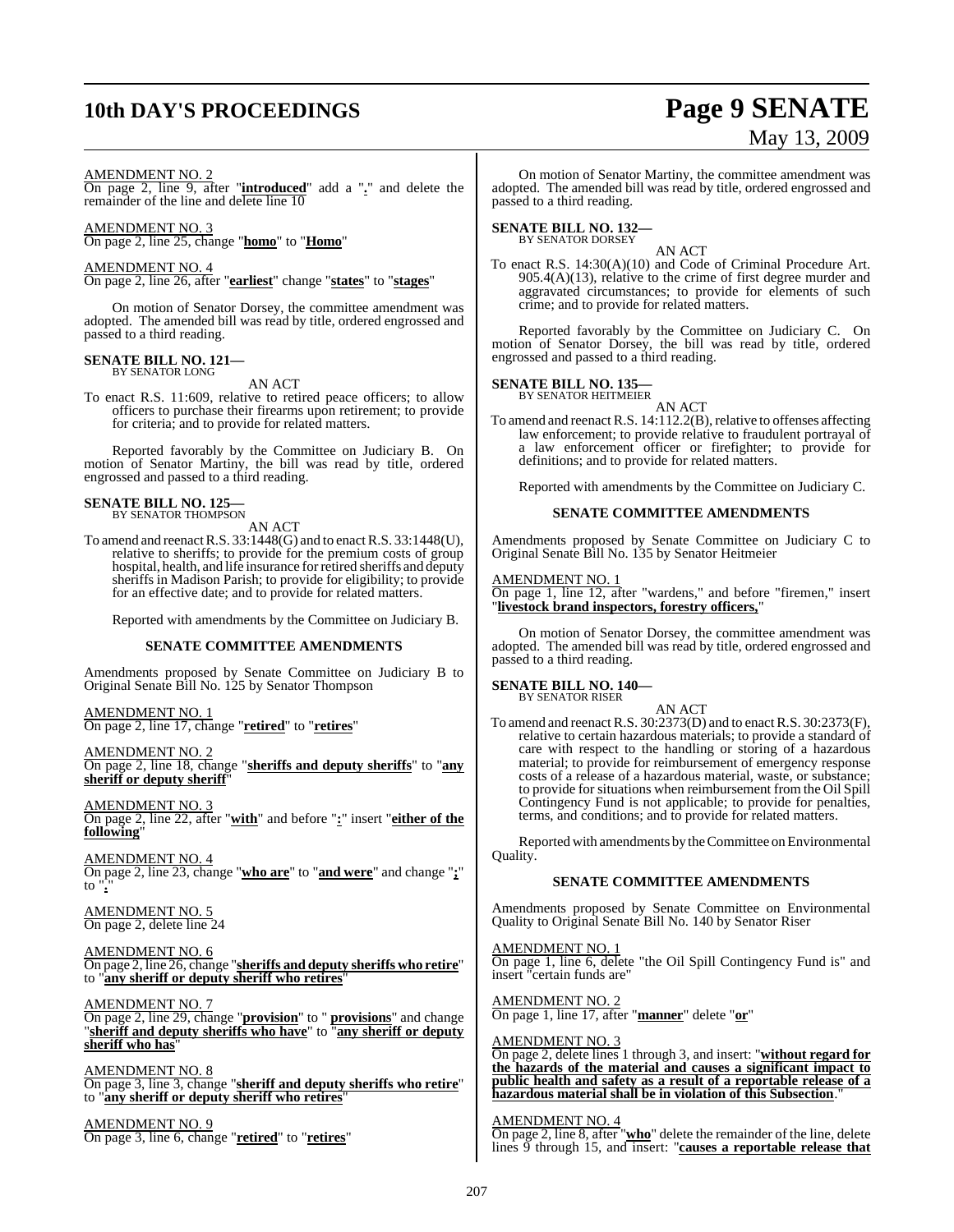AMENDMENT NO. 2
On page 2, line 9, after "**introduced**" add a "**.**" and delete the remainder of the line and delete line 10

AMENDMENT NO. 3
On page 2, line 25, change "**homo**" to "**Homo**"

AMENDMENT NO. 4
On page 2, line 26, after "**earliest**" change "**states**" to "**stages**"

On motion of Senator Dorsey, the committee amendment was adopted. The amended bill was read by title, ordered engrossed and passed to a third reading.

**SENATE BILL NO. 121—**
BY SENATOR LONG

AN ACT

To enact R.S. 11:609, relative to retired peace officers; to allow officers to purchase their firearms upon retirement; to provide for criteria; and to provide for related matters.

Reported favorably by the Committee on Judiciary B. On motion of Senator Martiny, the bill was read by title, ordered engrossed and passed to a third reading.

**SENATE BILL NO. 125—**
BY SENATOR THOMPSON

AN ACT

To amend and reenact R.S. 33:1448(G) and to enact R.S. 33:1448(U), relative to sheriffs; to provide for the premium costs of group hospital, health, and life insurance for retired sheriffs and deputy sheriffs in Madison Parish; to provide for eligibility; to provide for an effective date; and to provide for related matters.

Reported with amendments by the Committee on Judiciary B.

**SENATE COMMITTEE AMENDMENTS**

Amendments proposed by Senate Committee on Judiciary B to Original Senate Bill No. 125 by Senator Thompson

AMENDMENT NO. 1
On page 2, line 17, change "**retired**" to "**retires**"

AMENDMENT NO. 2
On page 2, line 18, change "**sheriffs and deputy sheriffs**" to "**any sheriff or deputy sheriff**"

AMENDMENT NO. 3
On page 2, line 22, after "**with**" and before "**:**" insert "**either of the following**"

AMENDMENT NO. 4
On page 2, line 23, change "**who are**" to "**and were**" and change "**;**" to "**.**"

AMENDMENT NO. 5
On page 2, delete line 24

AMENDMENT NO. 6
On page 2, line 26, change "**sheriffs and deputy sheriffs who retire**" to "**any sheriff or deputy sheriff who retires**"

AMENDMENT NO. 7
On page 2, line 29, change "**provision**" to " **provisions**" and change "**sheriff and deputy sheriffs who have**" to "**any sheriff or deputy sheriff who has**"

AMENDMENT NO. 8
On page 3, line 3, change "**sheriff and deputy sheriffs who retire**" to "**any sheriff or deputy sheriff who retires**"

AMENDMENT NO. 9
On page 3, line 6, change "**retired**" to "**retires**"

On motion of Senator Martiny, the committee amendment was adopted. The amended bill was read by title, ordered engrossed and passed to a third reading.

**SENATE BILL NO. 132—**
BY SENATOR DORSEY

AN ACT

To enact R.S. 14:30(A)(10) and Code of Criminal Procedure Art. 905.4(A)(13), relative to the crime of first degree murder and aggravated circumstances; to provide for elements of such crime; and to provide for related matters.

Reported favorably by the Committee on Judiciary C. On motion of Senator Dorsey, the bill was read by title, ordered engrossed and passed to a third reading.

**SENATE BILL NO. 135—**
BY SENATOR HEITMEIER

AN ACT

To amend and reenact R.S. 14:112.2(B), relative to offenses affecting law enforcement; to provide relative to fraudulent portrayal of a law enforcement officer or firefighter; to provide for definitions; and to provide for related matters.

Reported with amendments by the Committee on Judiciary C.

**SENATE COMMITTEE AMENDMENTS**

Amendments proposed by Senate Committee on Judiciary C to Original Senate Bill No. 135 by Senator Heitmeier

AMENDMENT NO. 1
On page 1, line 12, after "wardens," and before "firemen," insert "**livestock brand inspectors, forestry officers,**"

On motion of Senator Dorsey, the committee amendment was adopted. The amended bill was read by title, ordered engrossed and passed to a third reading.

**SENATE BILL NO. 140—**
BY SENATOR RISER

AN ACT

To amend and reenact R.S. 30:2373(D) and to enact R.S. 30:2373(F), relative to certain hazardous materials; to provide a standard of care with respect to the handling or storing of a hazardous material; to provide for reimbursement of emergency response costs of a release of a hazardous material, waste, or substance; to provide for situations when reimbursement from the Oil Spill Contingency Fund is not applicable; to provide for penalties, terms, and conditions; and to provide for related matters.

Reported with amendments by the Committee on Environmental Quality.

**SENATE COMMITTEE AMENDMENTS**

Amendments proposed by Senate Committee on Environmental Quality to Original Senate Bill No. 140 by Senator Riser

AMENDMENT NO. 1
On page 1, line 6, delete "the Oil Spill Contingency Fund is" and insert "certain funds are"

AMENDMENT NO. 2
On page 1, line 17, after "**manner**" delete "**or**"

AMENDMENT NO. 3
On page 2, delete lines 1 through 3, and insert: "**without regard for the hazards of the material and causes a significant impact to public health and safety as a result of a reportable release of a hazardous material shall be in violation of this Subsection**."

AMENDMENT NO. 4
On page 2, line 8, after "**who**" delete the remainder of the line, delete lines 9 through 15, and insert: "**causes a reportable release that**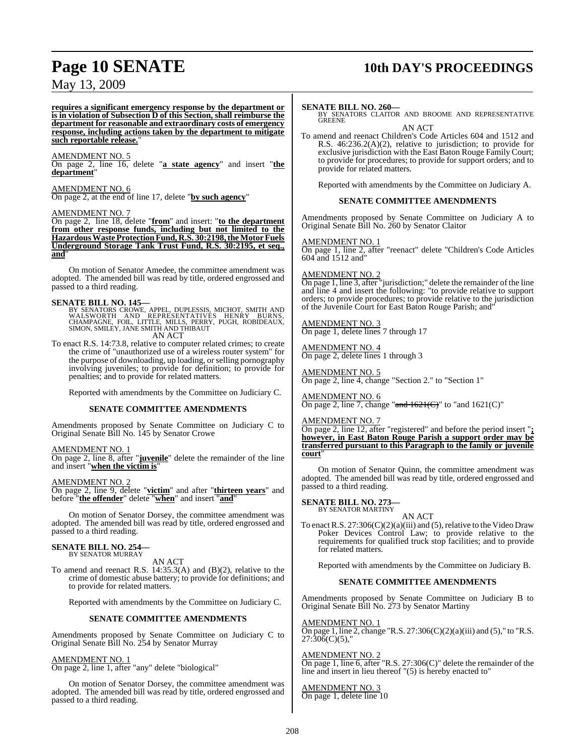**requires a significant emergency response by the department or is in violation of Subsection D of this Section, shall reimburse the department for reasonable and extraordinary costs of emergency response, including actions taken by the department to mitigate such reportable release.**"

AMENDMENT NO. 5
On page 2, line 16, delete "**a state agency**" and insert "**the department**"

AMENDMENT NO. 6
On page 2, at the end of line 17, delete "**by such agency**"

AMENDMENT NO. 7
On page 2, line 18, delete "**from**" and insert: "**to the department from other response funds, including but not limited to the Hazardous Waste Protection Fund, R.S. 30:2198, the Motor Fuels Underground Storage Tank Trust Fund, R.S. 30:2195, et seq., and**"

On motion of Senator Amedee, the committee amendment was adopted. The amended bill was read by title, ordered engrossed and passed to a third reading.

**SENATE BILL NO. 145—**
BY SENATORS CROWE, APPEL, DUPLESSIS, MICHOT, SMITH AND WALSWORTH AND REPRESENTATIVES HENRY BURNS, CHAMPAGNE, FOIL, LITTLE, MILLS, PERRY, PUGH, ROBIDEAUX, SIMON, SMILEY, JANE SMITH AND THIBAUT
AN ACT

To enact R.S. 14:73.8, relative to computer related crimes; to create the crime of "unauthorized use of a wireless router system" for the purpose of downloading, up loading, or selling pornography involving juveniles; to provide for definition; to provide for penalties; and to provide for related matters.

Reported with amendments by the Committee on Judiciary C.

**SENATE COMMITTEE AMENDMENTS**

Amendments proposed by Senate Committee on Judiciary C to Original Senate Bill No. 145 by Senator Crowe

AMENDMENT NO. 1
On page 2, line 8, after "**juvenile**" delete the remainder of the line and insert "**when the victim is**"

AMENDMENT NO. 2
On page 2, line 9, delete "**victim**" and after "**thirteen years**" and before "**the offender**" delete "**when**" and insert "**and**"

On motion of Senator Dorsey, the committee amendment was adopted. The amended bill was read by title, ordered engrossed and passed to a third reading.

**SENATE BILL NO. 254—**
BY SENATOR MURRAY
AN ACT

To amend and reenact R.S. 14:35.3(A) and (B)(2), relative to the crime of domestic abuse battery; to provide for definitions; and to provide for related matters.

Reported with amendments by the Committee on Judiciary C.

**SENATE COMMITTEE AMENDMENTS**

Amendments proposed by Senate Committee on Judiciary C to Original Senate Bill No. 254 by Senator Murray

AMENDMENT NO. 1
On page 2, line 1, after "any" delete "biological"

On motion of Senator Dorsey, the committee amendment was adopted. The amended bill was read by title, ordered engrossed and passed to a third reading.

**SENATE BILL NO. 260—**
BY SENATORS CLAITOR AND BROOME AND REPRESENTATIVE GREENE
AN ACT

To amend and reenact Children's Code Articles 604 and 1512 and R.S. 46:236.2(A)(2), relative to jurisdiction; to provide for exclusive jurisdiction with the East Baton Rouge Family Court; to provide for procedures; to provide for support orders; and to provide for related matters.

Reported with amendments by the Committee on Judiciary A.

**SENATE COMMITTEE AMENDMENTS**

Amendments proposed by Senate Committee on Judiciary A to Original Senate Bill No. 260 by Senator Claitor

AMENDMENT NO. 1
On page 1, line 2, after "reenact" delete "Children's Code Articles 604 and 1512 and"

AMENDMENT NO. 2
On page 1, line 3, after "jurisdiction;" delete the remainder of the line and line 4 and insert the following: "to provide relative to support orders; to provide procedures; to provide relative to the jurisdiction of the Juvenile Court for East Baton Rouge Parish; and"

AMENDMENT NO. 3
On page 1, delete lines 7 through 17

AMENDMENT NO. 4
On page 2, delete lines 1 through 3

AMENDMENT NO. 5
On page 2, line 4, change "Section 2." to "Section 1"

AMENDMENT NO. 6
On page 2, line 7, change "~~and 1621(C)~~" to "and 1621(C)"

AMENDMENT NO. 7
On page 2, line 12, after "registered" and before the period insert "**; however, in East Baton Rouge Parish a support order may be transferred pursuant to this Paragraph to the family or juvenile court**"

On motion of Senator Quinn, the committee amendment was adopted. The amended bill was read by title, ordered engrossed and passed to a third reading.

**SENATE BILL NO. 273—**
BY SENATOR MARTINY
AN ACT

To enact R.S. 27:306(C)(2)(a)(iii) and (5), relative to the Video Draw Poker Devices Control Law; to provide relative to the requirements for qualified truck stop facilities; and to provide for related matters.

Reported with amendments by the Committee on Judiciary B.

**SENATE COMMITTEE AMENDMENTS**

Amendments proposed by Senate Committee on Judiciary B to Original Senate Bill No. 273 by Senator Martiny

AMENDMENT NO. 1
On page 1, line 2, change "R.S. 27:306(C)(2)(a)(iii) and (5)," to "R.S. 27:306(C)(5),"

AMENDMENT NO. 2
On page 1, line 6, after "R.S. 27:306(C)" delete the remainder of the line and insert in lieu thereof "(5) is hereby enacted to"

AMENDMENT NO. 3
On page 1, delete line 10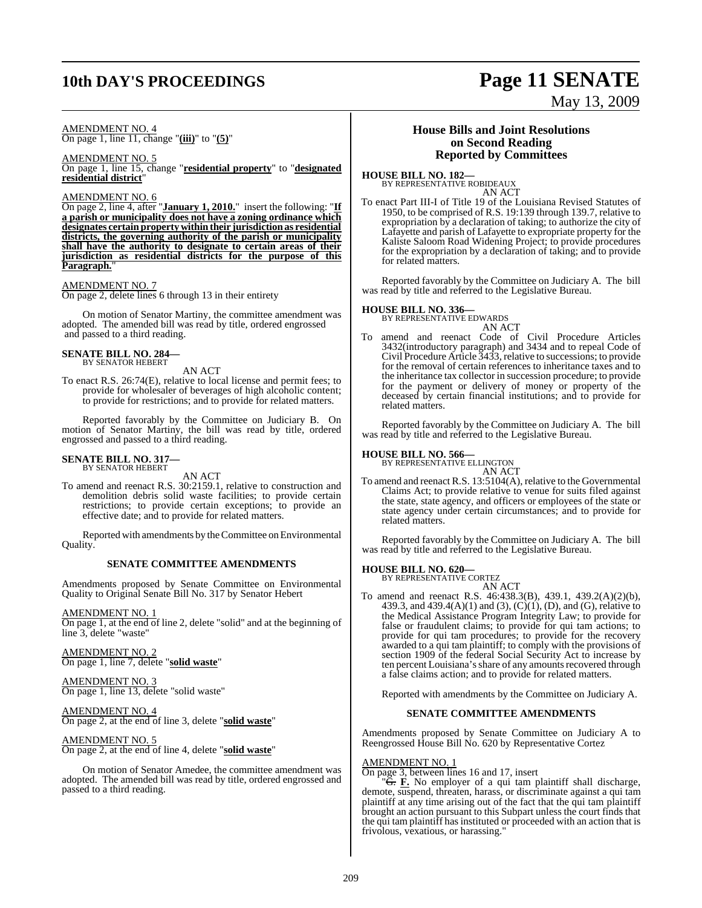AMENDMENT NO. 4

On page 1, line 11, change "**(iii)**" to "**(5)**"

AMENDMENT NO. 5

On page 1, line 15, change "**residential property**" to "**designated residential district**"

AMENDMENT NO. 6

On page 2, line 4, after "**January 1, 2010.**" insert the following: "**If a parish or municipality does not have a zoning ordinance which designates certain property within their jurisdiction as residential districts, the governing authority of the parish or municipality shall have the authority to designate to certain areas of their jurisdiction as residential districts for the purpose of this Paragraph.**"

AMENDMENT NO. 7

On page 2, delete lines 6 through 13 in their entirety

On motion of Senator Martiny, the committee amendment was adopted. The amended bill was read by title, ordered engrossed and passed to a third reading.

**SENATE BILL NO. 284—**
BY SENATOR HEBERT

AN ACT

To enact R.S. 26:74(E), relative to local license and permit fees; to provide for wholesaler of beverages of high alcoholic content; to provide for restrictions; and to provide for related matters.

Reported favorably by the Committee on Judiciary B. On motion of Senator Martiny, the bill was read by title, ordered engrossed and passed to a third reading.

**SENATE BILL NO. 317—**
BY SENATOR HEBERT

AN ACT

To amend and reenact R.S. 30:2159.1, relative to construction and demolition debris solid waste facilities; to provide certain restrictions; to provide certain exceptions; to provide an effective date; and to provide for related matters.

Reported with amendments by the Committee on Environmental Quality.

**SENATE COMMITTEE AMENDMENTS**

Amendments proposed by Senate Committee on Environmental Quality to Original Senate Bill No. 317 by Senator Hebert

AMENDMENT NO. 1

On page 1, at the end of line 2, delete "solid" and at the beginning of line 3, delete "waste"

AMENDMENT NO. 2

On page 1, line 7, delete "**solid waste**"

AMENDMENT NO. 3

On page 1, line 13, delete "solid waste"

AMENDMENT NO. 4

On page 2, at the end of line 3, delete "**solid waste**"

AMENDMENT NO. 5

On page 2, at the end of line 4, delete "**solid waste**"

On motion of Senator Amedee, the committee amendment was adopted. The amended bill was read by title, ordered engrossed and passed to a third reading.

## House Bills and Joint Resolutions on Second Reading Reported by Committees

**HOUSE BILL NO. 182—**
BY REPRESENTATIVE ROBIDEAUX

AN ACT

To enact Part III-I of Title 19 of the Louisiana Revised Statutes of 1950, to be comprised of R.S. 19:139 through 139.7, relative to expropriation by a declaration of taking; to authorize the city of Lafayette and parish of Lafayette to expropriate property for the Kaliste Saloom Road Widening Project; to provide procedures for the expropriation by a declaration of taking; and to provide for related matters.

Reported favorably by the Committee on Judiciary A. The bill was read by title and referred to the Legislative Bureau.

**HOUSE BILL NO. 336—**
BY REPRESENTATIVE EDWARDS

AN ACT

To amend and reenact Code of Civil Procedure Articles 3432(introductory paragraph) and 3434 and to repeal Code of Civil Procedure Article 3433, relative to successions; to provide for the removal of certain references to inheritance taxes and to the inheritance tax collector in succession procedure; to provide for the payment or delivery of money or property of the deceased by certain financial institutions; and to provide for related matters.

Reported favorably by the Committee on Judiciary A. The bill was read by title and referred to the Legislative Bureau.

**HOUSE BILL NO. 566—**
BY REPRESENTATIVE ELLINGTON

AN ACT

To amend and reenact R.S. 13:5104(A), relative to the Governmental Claims Act; to provide relative to venue for suits filed against the state, state agency, and officers or employees of the state or state agency under certain circumstances; and to provide for related matters.

Reported favorably by the Committee on Judiciary A. The bill was read by title and referred to the Legislative Bureau.

**HOUSE BILL NO. 620—**
BY REPRESENTATIVE CORTEZ

AN ACT

To amend and reenact R.S. 46:438.3(B), 439.1, 439.2(A)(2)(b), 439.3, and 439.4(A)(1) and (3), (C)(1), (D), and (G), relative to the Medical Assistance Program Integrity Law; to provide for false or fraudulent claims; to provide for qui tam actions; to provide for qui tam procedures; to provide for the recovery awarded to a qui tam plaintiff; to comply with the provisions of section 1909 of the federal Social Security Act to increase by ten percent Louisiana's share of any amounts recovered through a false claims action; and to provide for related matters.

Reported with amendments by the Committee on Judiciary A.

**SENATE COMMITTEE AMENDMENTS**

Amendments proposed by Senate Committee on Judiciary A to Reengrossed House Bill No. 620 by Representative Cortez

AMENDMENT NO. 1

On page 3, between lines 16 and 17, insert

"~~G.~~ **F.** No employer of a qui tam plaintiff shall discharge, demote, suspend, threaten, harass, or discriminate against a qui tam plaintiff at any time arising out of the fact that the qui tam plaintiff brought an action pursuant to this Subpart unless the court finds that the qui tam plaintiff has instituted or proceeded with an action that is frivolous, vexatious, or harassing."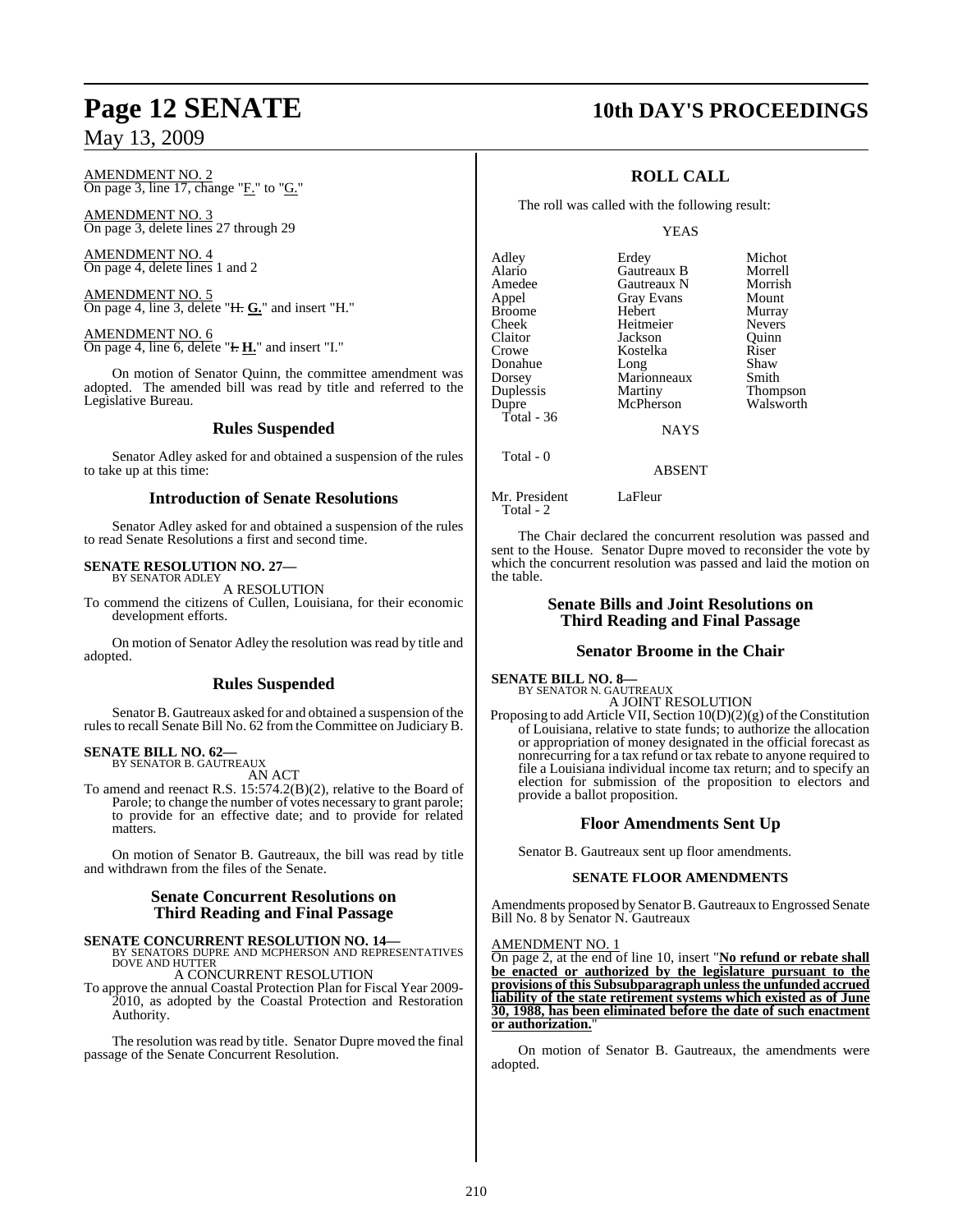AMENDMENT NO. 2
On page 3, line 17, change "F." to "G."

AMENDMENT NO. 3
On page 3, delete lines 27 through 29

AMENDMENT NO. 4
On page 4, delete lines 1 and 2

AMENDMENT NO. 5
On page 4, line 3, delete "~~H.~~ **G.**" and insert "H."

AMENDMENT NO. 6
On page 4, line 6, delete "~~I.~~ **H.**" and insert "I."

On motion of Senator Quinn, the committee amendment was adopted. The amended bill was read by title and referred to the Legislative Bureau.

## Rules Suspended

Senator Adley asked for and obtained a suspension of the rules to take up at this time:

## Introduction of Senate Resolutions

Senator Adley asked for and obtained a suspension of the rules to read Senate Resolutions a first and second time.

**SENATE RESOLUTION NO. 27—**
BY SENATOR ADLEY

A RESOLUTION

To commend the citizens of Cullen, Louisiana, for their economic development efforts.

On motion of Senator Adley the resolution was read by title and adopted.

## Rules Suspended

Senator B. Gautreaux asked for and obtained a suspension of the rules to recall Senate Bill No. 62 from the Committee on Judiciary B.

**SENATE BILL NO. 62—**
BY SENATOR B. GAUTREAUX

AN ACT

To amend and reenact R.S. 15:574.2(B)(2), relative to the Board of Parole; to change the number of votes necessary to grant parole; to provide for an effective date; and to provide for related matters.

On motion of Senator B. Gautreaux, the bill was read by title and withdrawn from the files of the Senate.

## Senate Concurrent Resolutions on Third Reading and Final Passage

**SENATE CONCURRENT RESOLUTION NO. 14—**
BY SENATORS DUPRE AND MCPHERSON AND REPRESENTATIVES DOVE AND HUTTER

A CONCURRENT RESOLUTION

To approve the annual Coastal Protection Plan for Fiscal Year 2009-2010, as adopted by the Coastal Protection and Restoration Authority.

The resolution was read by title. Senator Dupre moved the final passage of the Senate Concurrent Resolution.

## ROLL CALL

The roll was called with the following result:

YEAS

| | | |
|---|---|---|
| Adley | Erdey | Michot |
| Alario | Gautreaux B | Morrell |
| Amedee | Gautreaux N | Morrish |
| Appel | Gray Evans | Mount |
| Broome | Hebert | Murray |
| Cheek | Heitmeier | Nevers |
| Claitor | Jackson | Quinn |
| Crowe | Kostelka | Riser |
| Donahue | Long | Shaw |
| Dorsey | Marionneaux | Smith |
| Duplessis | Martiny | Thompson |
| Dupre | McPherson | Walsworth |

Total - 36

NAYS

Total - 0

ABSENT

Mr. President LaFleur

Total - 2

The Chair declared the concurrent resolution was passed and sent to the House. Senator Dupre moved to reconsider the vote by which the concurrent resolution was passed and laid the motion on the table.

## Senate Bills and Joint Resolutions on Third Reading and Final Passage

## Senator Broome in the Chair

**SENATE BILL NO. 8—**
BY SENATOR N. GAUTREAUX

A JOINT RESOLUTION

Proposing to add Article VII, Section 10(D)(2)(g) of the Constitution of Louisiana, relative to state funds; to authorize the allocation or appropriation of money designated in the official forecast as nonrecurring for a tax refund or tax rebate to anyone required to file a Louisiana individual income tax return; and to specify an election for submission of the proposition to electors and provide a ballot proposition.

## Floor Amendments Sent Up

Senator B. Gautreaux sent up floor amendments.

### SENATE FLOOR AMENDMENTS

Amendments proposed by Senator B. Gautreaux to Engrossed Senate Bill No. 8 by Senator N. Gautreaux

AMENDMENT NO. 1
On page 2, at the end of line 10, insert "**No refund or rebate shall be enacted or authorized by the legislature pursuant to the provisions of this Subsubparagraph unless the unfunded accrued liability of the state retirement systems which existed as of June 30, 1988, has been eliminated before the date of such enactment or authorization.**"

On motion of Senator B. Gautreaux, the amendments were adopted.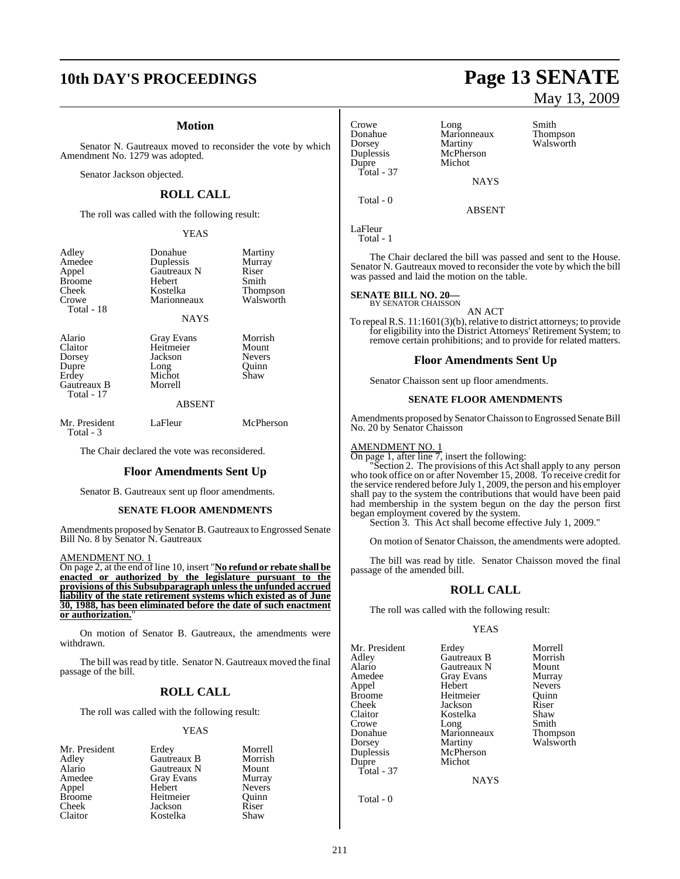## Motion

Senator N. Gautreaux moved to reconsider the vote by which Amendment No. 1279 was adopted.

Senator Jackson objected.

## ROLL CALL

The roll was called with the following result:

YEAS

| | | |
|---|---|---|
| Adley | Donahue | Martiny |
| Amedee | Duplessis | Murray |
| Appel | Gautreaux N | Riser |
| Broome | Hebert | Smith |
| Cheek | Kostelka | Thompson |
| Crowe | Marionneaux | Walsworth |

Total - 18

NAYS

| | | |
|---|---|---|
| Alario | Gray Evans | Morrish |
| Claitor | Heitmeier | Mount |
| Dorsey | Jackson | Nevers |
| Dupre | Long | Quinn |
| Erdey | Michot | Shaw |
| Gautreaux B | Morrell | |

Total - 17

ABSENT

| | | |
|---|---|---|
| Mr. President | LaFleur | McPherson |

Total - 3

The Chair declared the vote was reconsidered.

## Floor Amendments Sent Up

Senator B. Gautreaux sent up floor amendments.

### SENATE FLOOR AMENDMENTS

Amendments proposed by Senator B. Gautreaux to Engrossed Senate Bill No. 8 by Senator N. Gautreaux

AMENDMENT NO. 1

On page 2, at the end of line 10, insert "**No refund or rebate shall be enacted or authorized by the legislature pursuant to the provisions of this Subsubparagraph unless the unfunded accrued liability of the state retirement systems which existed as of June 30, 1988, has been eliminated before the date of such enactment or authorization.**"

On motion of Senator B. Gautreaux, the amendments were withdrawn.

The bill was read by title. Senator N. Gautreaux moved the final passage of the bill.

## ROLL CALL

The roll was called with the following result:

YEAS

| | | |
|---|---|---|
| Mr. President | Erdey | Morrell |
| Adley | Gautreaux B | Morrish |
| Alario | Gautreaux N | Mount |
| Amedee | Gray Evans | Murray |
| Appel | Hebert | Nevers |
| Broome | Heitmeier | Quinn |
| Cheek | Jackson | Riser |
| Claitor | Kostelka | Shaw |
| Crowe | Long | Smith |
| Donahue | Marionneaux | Thompson |
| Dorsey | Martiny | Walsworth |
| Duplessis | McPherson | |
| Dupre | Michot | |

Total - 37

NAYS

Total - 0

ABSENT

LaFleur

Total - 1

The Chair declared the bill was passed and sent to the House. Senator N. Gautreaux moved to reconsider the vote by which the bill was passed and laid the motion on the table.

**SENATE BILL NO. 20—**
BY SENATOR CHAISSON

AN ACT

To repeal R.S. 11:1601(3)(b), relative to district attorneys; to provide for eligibility into the District Attorneys' Retirement System; to remove certain prohibitions; and to provide for related matters.

## Floor Amendments Sent Up

Senator Chaisson sent up floor amendments.

### SENATE FLOOR AMENDMENTS

Amendments proposed by Senator Chaisson to Engrossed Senate Bill No. 20 by Senator Chaisson

AMENDMENT NO. 1

On page 1, after line 7, insert the following:

"Section 2. The provisions of this Act shall apply to any person who took office on or after November 15, 2008. To receive credit for the service rendered before July 1, 2009, the person and his employer shall pay to the system the contributions that would have been paid had membership in the system begun on the day the person first began employment covered by the system.

Section 3. This Act shall become effective July 1, 2009."

On motion of Senator Chaisson, the amendments were adopted.

The bill was read by title. Senator Chaisson moved the final passage of the amended bill.

## ROLL CALL

The roll was called with the following result:

YEAS

| | | |
|---|---|---|
| Mr. President | Erdey | Morrell |
| Adley | Gautreaux B | Morrish |
| Alario | Gautreaux N | Mount |
| Amedee | Gray Evans | Murray |
| Appel | Hebert | Nevers |
| Broome | Heitmeier | Quinn |
| Cheek | Jackson | Riser |
| Claitor | Kostelka | Shaw |
| Crowe | Long | Smith |
| Donahue | Marionneaux | Thompson |
| Dorsey | Martiny | Walsworth |
| Duplessis | McPherson | |
| Dupre | Michot | |

Total - 37

NAYS

Total - 0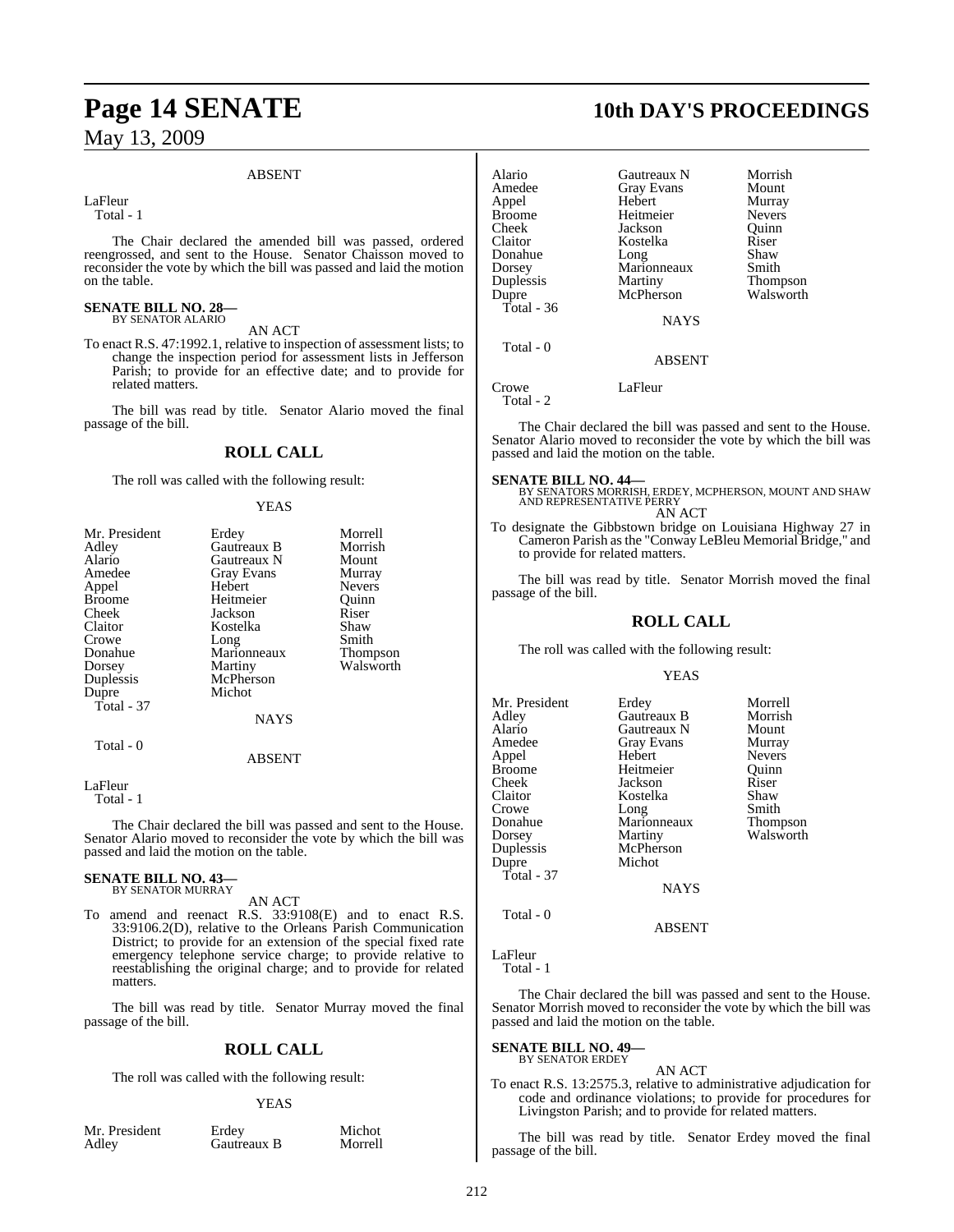ABSENT

LaFleur
Total - 1

The Chair declared the amended bill was passed, ordered reengrossed, and sent to the House. Senator Chaisson moved to reconsider the vote by which the bill was passed and laid the motion on the table.

**SENATE BILL NO. 28—**
BY SENATOR ALARIO

AN ACT

To enact R.S. 47:1992.1, relative to inspection of assessment lists; to change the inspection period for assessment lists in Jefferson Parish; to provide for an effective date; and to provide for related matters.

The bill was read by title. Senator Alario moved the final passage of the bill.

## ROLL CALL

The roll was called with the following result:

YEAS

| | | |
|---|---|---|
| Mr. President | Erdey | Morrell |
| Adley | Gautreaux B | Morrish |
| Alario | Gautreaux N | Mount |
| Amedee | Gray Evans | Murray |
| Appel | Hebert | Nevers |
| Broome | Heitmeier | Quinn |
| Cheek | Jackson | Riser |
| Claitor | Kostelka | Shaw |
| Crowe | Long | Smith |
| Donahue | Marionneaux | Thompson |
| Dorsey | Martiny | Walsworth |
| Duplessis | McPherson | |
| Dupre | Michot | |

Total - 37

NAYS

Total - 0

ABSENT

LaFleur
Total - 1

The Chair declared the bill was passed and sent to the House. Senator Alario moved to reconsider the vote by which the bill was passed and laid the motion on the table.

**SENATE BILL NO. 43—**
BY SENATOR MURRAY

AN ACT

To amend and reenact R.S. 33:9108(E) and to enact R.S. 33:9106.2(D), relative to the Orleans Parish Communication District; to provide for an extension of the special fixed rate emergency telephone service charge; to provide relative to reestablishing the original charge; and to provide for related matters.

The bill was read by title. Senator Murray moved the final passage of the bill.

## ROLL CALL

The roll was called with the following result:

YEAS

| | | |
|---|---|---|
| Mr. President | Erdey | Michot |
| Adley | Gautreaux B | Morrell |
| Alario | Gautreaux N | Morrish |
| Amedee | Gray Evans | Mount |
| Appel | Hebert | Murray |
| Broome | Heitmeier | Nevers |
| Cheek | Jackson | Quinn |
| Claitor | Kostelka | Riser |
| Donahue | Long | Shaw |
| Dorsey | Marionneaux | Smith |
| Duplessis | Martiny | Thompson |
| Dupre | McPherson | Walsworth |

Total - 36

NAYS

Total - 0

ABSENT

Crowe LaFleur
Total - 2

The Chair declared the bill was passed and sent to the House. Senator Alario moved to reconsider the vote by which the bill was passed and laid the motion on the table.

**SENATE BILL NO. 44—**
BY SENATORS MORRISH, ERDEY, MCPHERSON, MOUNT AND SHAW AND REPRESENTATIVE PERRY

AN ACT

To designate the Gibbstown bridge on Louisiana Highway 27 in Cameron Parish as the "Conway LeBleu Memorial Bridge," and to provide for related matters.

The bill was read by title. Senator Morrish moved the final passage of the bill.

## ROLL CALL

The roll was called with the following result:

YEAS

| | | |
|---|---|---|
| Mr. President | Erdey | Morrell |
| Adley | Gautreaux B | Morrish |
| Alario | Gautreaux N | Mount |
| Amedee | Gray Evans | Murray |
| Appel | Hebert | Nevers |
| Broome | Heitmeier | Quinn |
| Cheek | Jackson | Riser |
| Claitor | Kostelka | Shaw |
| Crowe | Long | Smith |
| Donahue | Marionneaux | Thompson |
| Dorsey | Martiny | Walsworth |
| Duplessis | McPherson | |
| Dupre | Michot | |

Total - 37

NAYS

Total - 0

ABSENT

LaFleur
Total - 1

The Chair declared the bill was passed and sent to the House. Senator Morrish moved to reconsider the vote by which the bill was passed and laid the motion on the table.

**SENATE BILL NO. 49—**
BY SENATOR ERDEY

AN ACT

To enact R.S. 13:2575.3, relative to administrative adjudication for code and ordinance violations; to provide for procedures for Livingston Parish; and to provide for related matters.

The bill was read by title. Senator Erdey moved the final passage of the bill.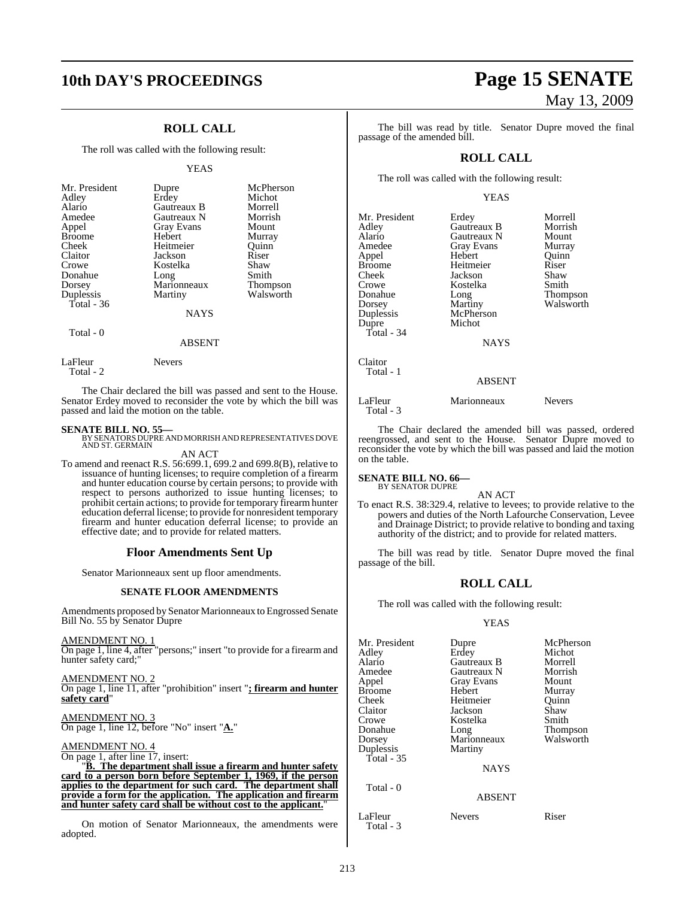## ROLL CALL

The roll was called with the following result:

YEAS

| | | |
|---|---|---|
| Mr. President | Dupre | McPherson |
| Adley | Erdey | Michot |
| Alario | Gautreaux B | Morrell |
| Amedee | Gautreaux N | Morrish |
| Appel | Gray Evans | Mount |
| Broome | Hebert | Murray |
| Cheek | Heitmeier | Quinn |
| Claitor | Jackson | Riser |
| Crowe | Kostelka | Shaw |
| Donahue | Long | Smith |
| Dorsey | Marionneaux | Thompson |
| Duplessis | Martiny | Walsworth |
| Total - 36 | | |

NAYS

Total - 0

ABSENT

LaFleur Nevers
Total - 2

The Chair declared the bill was passed and sent to the House. Senator Erdey moved to reconsider the vote by which the bill was passed and laid the motion on the table.

**SENATE BILL NO. 55—**
BY SENATORS DUPRE AND MORRISH AND REPRESENTATIVES DOVE AND ST. GERMAIN

AN ACT

To amend and reenact R.S. 56:699.1, 699.2 and 699.8(B), relative to issuance of hunting licenses; to require completion of a firearm and hunter education course by certain persons; to provide with respect to persons authorized to issue hunting licenses; to prohibit certain actions; to provide for temporary firearm hunter education deferral license; to provide for nonresident temporary firearm and hunter education deferral license; to provide an effective date; and to provide for related matters.

## Floor Amendments Sent Up

Senator Marionneaux sent up floor amendments.

### SENATE FLOOR AMENDMENTS

Amendments proposed by Senator Marionneaux to Engrossed Senate Bill No. 55 by Senator Dupre

AMENDMENT NO. 1
On page 1, line 4, after "persons;" insert "to provide for a firearm and hunter safety card;"

AMENDMENT NO. 2
On page 1, line 11, after "prohibition" insert "**; firearm and hunter safety card**"

AMENDMENT NO. 3
On page 1, line 12, before "No" insert "**A.**"

AMENDMENT NO. 4
On page 1, after line 17, insert:

"**B. The department shall issue a firearm and hunter safety card to a person born before September 1, 1969, if the person applies to the department for such card. The department shall provide a form for the application. The application and firearm and hunter safety card shall be without cost to the applicant.**"

On motion of Senator Marionneaux, the amendments were adopted.

The bill was read by title. Senator Dupre moved the final passage of the amended bill.

## ROLL CALL

The roll was called with the following result:

YEAS

| | | |
|---|---|---|
| Mr. President | Erdey | Morrell |
| Adley | Gautreaux B | Morrish |
| Alario | Gautreaux N | Mount |
| Amedee | Gray Evans | Murray |
| Appel | Hebert | Quinn |
| Broome | Heitmeier | Riser |
| Cheek | Jackson | Shaw |
| Crowe | Kostelka | Smith |
| Donahue | Long | Thompson |
| Dorsey | Martiny | Walsworth |
| Duplessis | McPherson | |
| Dupre | Michot | |
| Total - 34 | | |

NAYS

Claitor
Total - 1

ABSENT

LaFleur Marionneaux Nevers
Total - 3

The Chair declared the amended bill was passed, ordered reengrossed, and sent to the House. Senator Dupre moved to reconsider the vote by which the bill was passed and laid the motion on the table.

**SENATE BILL NO. 66—**
BY SENATOR DUPRE

AN ACT

To enact R.S. 38:329.4, relative to levees; to provide relative to the powers and duties of the North Lafourche Conservation, Levee and Drainage District; to provide relative to bonding and taxing authority of the district; and to provide for related matters.

The bill was read by title. Senator Dupre moved the final passage of the bill.

## ROLL CALL

The roll was called with the following result:

YEAS

| | | |
|---|---|---|
| Mr. President | Dupre | McPherson |
| Adley | Erdey | Michot |
| Alario | Gautreaux B | Morrell |
| Amedee | Gautreaux N | Morrish |
| Appel | Gray Evans | Mount |
| Broome | Hebert | Murray |
| Cheek | Heitmeier | Quinn |
| Claitor | Jackson | Shaw |
| Crowe | Kostelka | Smith |
| Donahue | Long | Thompson |
| Dorsey | Marionneaux | Walsworth |
| Duplessis | Martiny | |
| Total - 35 | | |

NAYS

Total - 0

ABSENT

LaFleur Nevers Riser
Total - 3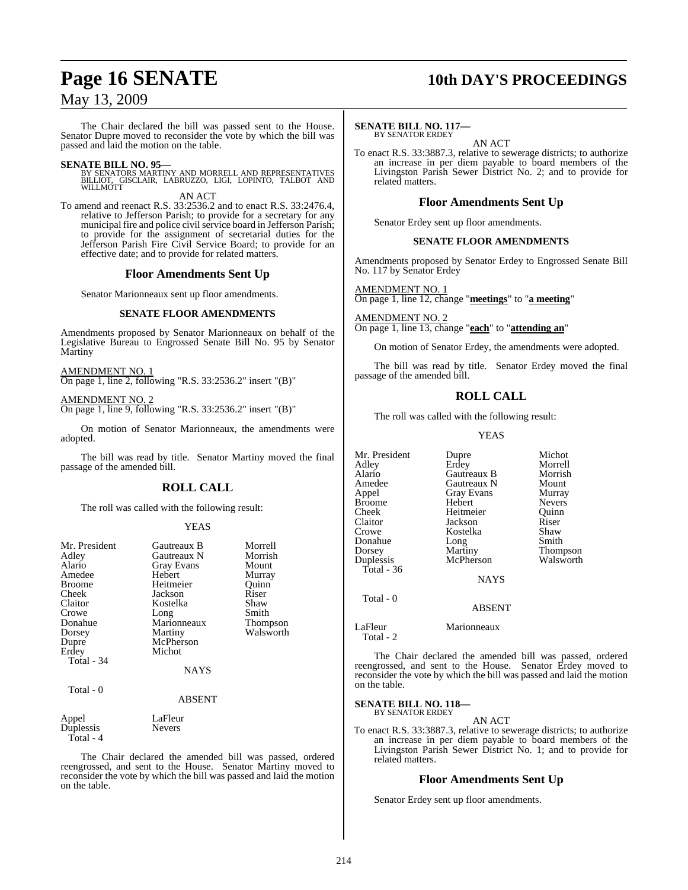The Chair declared the bill was passed sent to the House. Senator Dupre moved to reconsider the vote by which the bill was passed and laid the motion on the table.

**SENATE BILL NO. 95—**
BY SENATORS MARTINY AND MORRELL AND REPRESENTATIVES BILLIOT, GISCLAIR, LABRUZZO, LIGI, LOPINTO, TALBOT AND WILLMOTT

AN ACT

To amend and reenact R.S. 33:2536.2 and to enact R.S. 33:2476.4, relative to Jefferson Parish; to provide for a secretary for any municipal fire and police civil service board in Jefferson Parish; to provide for the assignment of secretarial duties for the Jefferson Parish Fire Civil Service Board; to provide for an effective date; and to provide for related matters.

## Floor Amendments Sent Up

Senator Marionneaux sent up floor amendments.

### SENATE FLOOR AMENDMENTS

Amendments proposed by Senator Marionneaux on behalf of the Legislative Bureau to Engrossed Senate Bill No. 95 by Senator Martiny

AMENDMENT NO. 1
On page 1, line 2, following "R.S. 33:2536.2" insert "(B)"

AMENDMENT NO. 2
On page 1, line 9, following "R.S. 33:2536.2" insert "(B)"

On motion of Senator Marionneaux, the amendments were adopted.

The bill was read by title. Senator Martiny moved the final passage of the amended bill.

## ROLL CALL

The roll was called with the following result:

YEAS

| | | |
|---|---|---|
| Mr. President | Gautreaux B | Morrell |
| Adley | Gautreaux N | Morrish |
| Alario | Gray Evans | Mount |
| Amedee | Hebert | Murray |
| Broome | Heitmeier | Quinn |
| Cheek | Jackson | Riser |
| Claitor | Kostelka | Shaw |
| Crowe | Long | Smith |
| Donahue | Marionneaux | Thompson |
| Dorsey | Martiny | Walsworth |
| Dupre | McPherson | |
| Erdey | Michot | |

Total - 34

NAYS

Total - 0

ABSENT

| | |
|---|---|
| Appel | LaFleur |
| Duplessis | Nevers |

Total - 4

The Chair declared the amended bill was passed, ordered reengrossed, and sent to the House. Senator Martiny moved to reconsider the vote by which the bill was passed and laid the motion on the table.

**SENATE BILL NO. 117—**
BY SENATOR ERDEY

AN ACT

To enact R.S. 33:3887.3, relative to sewerage districts; to authorize an increase in per diem payable to board members of the Livingston Parish Sewer District No. 2; and to provide for related matters.

## Floor Amendments Sent Up

Senator Erdey sent up floor amendments.

### SENATE FLOOR AMENDMENTS

Amendments proposed by Senator Erdey to Engrossed Senate Bill No. 117 by Senator Erdey

AMENDMENT NO. 1
On page 1, line 12, change "**meetings**" to "**a meeting**"

AMENDMENT NO. 2
On page 1, line 13, change "**each**" to "**attending an**"

On motion of Senator Erdey, the amendments were adopted.

The bill was read by title. Senator Erdey moved the final passage of the amended bill.

## ROLL CALL

The roll was called with the following result:

YEAS

| | | |
|---|---|---|
| Mr. President | Dupre | Michot |
| Adley | Erdey | Morrell |
| Alario | Gautreaux B | Morrish |
| Amedee | Gautreaux N | Mount |
| Appel | Gray Evans | Murray |
| Broome | Hebert | Nevers |
| Cheek | Heitmeier | Quinn |
| Claitor | Jackson | Riser |
| Crowe | Kostelka | Shaw |
| Donahue | Long | Smith |
| Dorsey | Martiny | Thompson |
| Duplessis | McPherson | Walsworth |

Total - 36

NAYS

Total - 0

ABSENT

| | |
|---|---|
| LaFleur | Marionneaux |

Total - 2

The Chair declared the amended bill was passed, ordered reengrossed, and sent to the House. Senator Erdey moved to reconsider the vote by which the bill was passed and laid the motion on the table.

**SENATE BILL NO. 118—**
BY SENATOR ERDEY

AN ACT

To enact R.S. 33:3887.3, relative to sewerage districts; to authorize an increase in per diem payable to board members of the Livingston Parish Sewer District No. 1; and to provide for related matters.

## Floor Amendments Sent Up

Senator Erdey sent up floor amendments.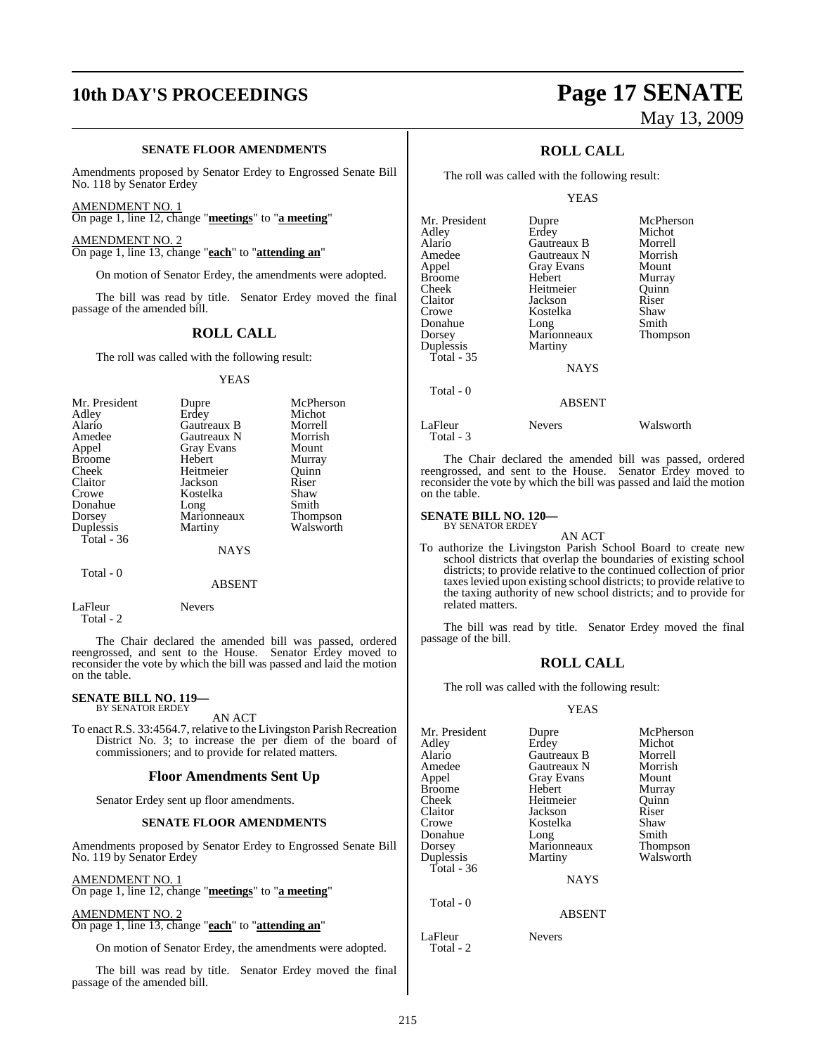**SENATE FLOOR AMENDMENTS**

Amendments proposed by Senator Erdey to Engrossed Senate Bill No. 118 by Senator Erdey

AMENDMENT NO. 1
On page 1, line 12, change "**meetings**" to "**a meeting**"

AMENDMENT NO. 2
On page 1, line 13, change "**each**" to "**attending an**"

On motion of Senator Erdey, the amendments were adopted.

The bill was read by title. Senator Erdey moved the final passage of the amended bill.

## ROLL CALL

The roll was called with the following result:

YEAS

| | | |
|---|---|---|
| Mr. President | Dupre | McPherson |
| Adley | Erdey | Michot |
| Alario | Gautreaux B | Morrell |
| Amedee | Gautreaux N | Morrish |
| Appel | Gray Evans | Mount |
| Broome | Hebert | Murray |
| Cheek | Heitmeier | Quinn |
| Claitor | Jackson | Riser |
| Crowe | Kostelka | Shaw |
| Donahue | Long | Smith |
| Dorsey | Marionneaux | Thompson |
| Duplessis | Martiny | Walsworth |

Total - 36

NAYS

Total - 0

ABSENT

LaFleur Nevers

Total - 2

The Chair declared the amended bill was passed, ordered reengrossed, and sent to the House. Senator Erdey moved to reconsider the vote by which the bill was passed and laid the motion on the table.

**SENATE BILL NO. 119—**
BY SENATOR ERDEY

AN ACT

To enact R.S. 33:4564.7, relative to the Livingston Parish Recreation District No. 3; to increase the per diem of the board of commissioners; and to provide for related matters.

### Floor Amendments Sent Up

Senator Erdey sent up floor amendments.

**SENATE FLOOR AMENDMENTS**

Amendments proposed by Senator Erdey to Engrossed Senate Bill No. 119 by Senator Erdey

AMENDMENT NO. 1
On page 1, line 12, change "**meetings**" to "**a meeting**"

AMENDMENT NO. 2
On page 1, line 13, change "**each**" to "**attending an**"

On motion of Senator Erdey, the amendments were adopted.

The bill was read by title. Senator Erdey moved the final passage of the amended bill.

## ROLL CALL

The roll was called with the following result:

YEAS

| | | |
|---|---|---|
| Mr. President | Dupre | McPherson |
| Adley | Erdey | Michot |
| Alario | Gautreaux B | Morrell |
| Amedee | Gautreaux N | Morrish |
| Appel | Gray Evans | Mount |
| Broome | Hebert | Murray |
| Cheek | Heitmeier | Quinn |
| Claitor | Jackson | Riser |
| Crowe | Kostelka | Shaw |
| Donahue | Long | Smith |
| Dorsey | Marionneaux | Thompson |
| Duplessis | Martiny | |

Total - 35

NAYS

Total - 0

ABSENT

LaFleur Nevers Walsworth

Total - 3

The Chair declared the amended bill was passed, ordered reengrossed, and sent to the House. Senator Erdey moved to reconsider the vote by which the bill was passed and laid the motion on the table.

**SENATE BILL NO. 120—**
BY SENATOR ERDEY

AN ACT

To authorize the Livingston Parish School Board to create new school districts that overlap the boundaries of existing school districts; to provide relative to the continued collection of prior taxes levied upon existing school districts; to provide relative to the taxing authority of new school districts; and to provide for related matters.

The bill was read by title. Senator Erdey moved the final passage of the bill.

## ROLL CALL

The roll was called with the following result:

YEAS

| | | |
|---|---|---|
| Mr. President | Dupre | McPherson |
| Adley | Erdey | Michot |
| Alario | Gautreaux B | Morrell |
| Amedee | Gautreaux N | Morrish |
| Appel | Gray Evans | Mount |
| Broome | Hebert | Murray |
| Cheek | Heitmeier | Quinn |
| Claitor | Jackson | Riser |
| Crowe | Kostelka | Shaw |
| Donahue | Long | Smith |
| Dorsey | Marionneaux | Thompson |
| Duplessis | Martiny | Walsworth |

Total - 36

NAYS

Total - 0

ABSENT

LaFleur Nevers

Total - 2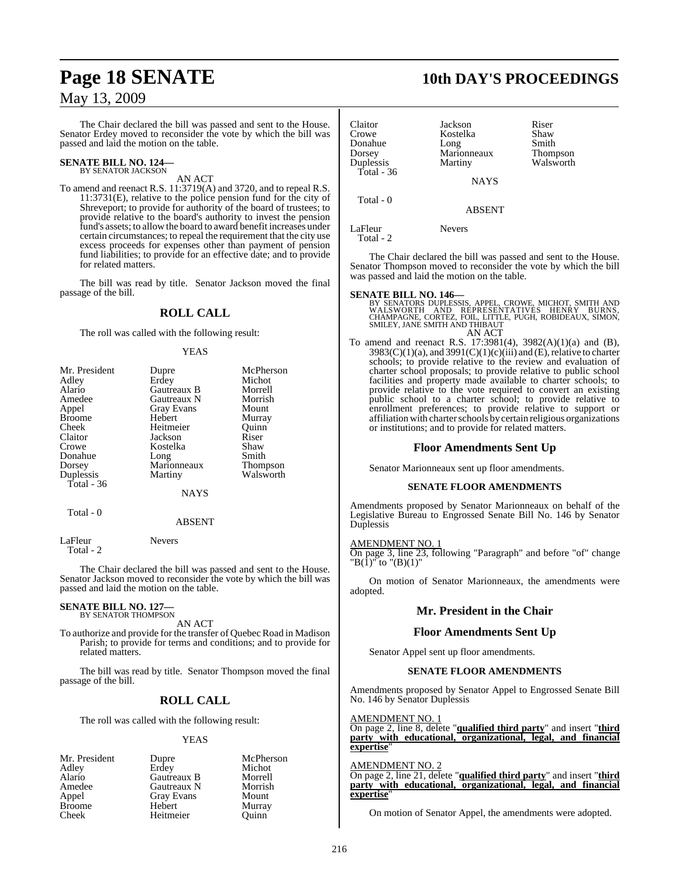The Chair declared the bill was passed and sent to the House. Senator Erdey moved to reconsider the vote by which the bill was passed and laid the motion on the table.

**SENATE BILL NO. 124—**
BY SENATOR JACKSON

AN ACT

To amend and reenact R.S. 11:3719(A) and 3720, and to repeal R.S. 11:3731(E), relative to the police pension fund for the city of Shreveport; to provide for authority of the board of trustees; to provide relative to the board's authority to invest the pension fund's assets; to allow the board to award benefit increases under certain circumstances; to repeal the requirement that the city use excess proceeds for expenses other than payment of pension fund liabilities; to provide for an effective date; and to provide for related matters.

The bill was read by title. Senator Jackson moved the final passage of the bill.

## ROLL CALL

The roll was called with the following result:

YEAS

| | | |
|---|---|---|
| Mr. President | Dupre | McPherson |
| Adley | Erdey | Michot |
| Alario | Gautreaux B | Morrell |
| Amedee | Gautreaux N | Morrish |
| Appel | Gray Evans | Mount |
| Broome | Hebert | Murray |
| Cheek | Heitmeier | Quinn |
| Claitor | Jackson | Riser |
| Crowe | Kostelka | Shaw |
| Donahue | Long | Smith |
| Dorsey | Marionneaux | Thompson |
| Duplessis | Martiny | Walsworth |

Total - 36

NAYS

Total - 0

ABSENT

LaFleur Nevers
Total - 2

The Chair declared the bill was passed and sent to the House. Senator Jackson moved to reconsider the vote by which the bill was passed and laid the motion on the table.

**SENATE BILL NO. 127—**
BY SENATOR THOMPSON

AN ACT

To authorize and provide for the transfer of Quebec Road in Madison Parish; to provide for terms and conditions; and to provide for related matters.

The bill was read by title. Senator Thompson moved the final passage of the bill.

## ROLL CALL

The roll was called with the following result:

YEAS

| | | |
|---|---|---|
| Mr. President | Dupre | McPherson |
| Adley | Erdey | Michot |
| Alario | Gautreaux B | Morrell |
| Amedee | Gautreaux N | Morrish |
| Appel | Gray Evans | Mount |
| Broome | Hebert | Murray |
| Cheek | Heitmeier | Quinn |
| Claitor | Jackson | Riser |
| Crowe | Kostelka | Shaw |
| Donahue | Long | Smith |
| Dorsey | Marionneaux | Thompson |
| Duplessis | Martiny | Walsworth |

Total - 36

NAYS

Total - 0

ABSENT

LaFleur Nevers
Total - 2

The Chair declared the bill was passed and sent to the House. Senator Thompson moved to reconsider the vote by which the bill was passed and laid the motion on the table.

**SENATE BILL NO. 146—**
BY SENATORS DUPLESSIS, APPEL, CROWE, MICHOT, SMITH AND WALSWORTH AND REPRESENTATIVES HENRY BURNS, CHAMPAGNE, CORTEZ, FOIL, LITTLE, PUGH, ROBIDEAUX, SIMON, SMILEY, JANE SMITH AND THIBAUT

AN ACT

To amend and reenact R.S. 17:3981(4), 3982(A)(1)(a) and (B), 3983(C)(1)(a), and 3991(C)(1)(c)(iii) and (E), relative to charter schools; to provide relative to the review and evaluation of charter school proposals; to provide relative to public school facilities and property made available to charter schools; to provide relative to the vote required to convert an existing public school to a charter school; to provide relative to enrollment preferences; to provide relative to support or affiliation with charter schools by certain religious organizations or institutions; and to provide for related matters.

## Floor Amendments Sent Up

Senator Marionneaux sent up floor amendments.

### SENATE FLOOR AMENDMENTS

Amendments proposed by Senator Marionneaux on behalf of the Legislative Bureau to Engrossed Senate Bill No. 146 by Senator Duplessis

AMENDMENT NO. 1
On page 3, line 23, following "Paragraph" and before "of" change "B(1)" to "(B)(1)"

On motion of Senator Marionneaux, the amendments were adopted.

## Mr. President in the Chair

## Floor Amendments Sent Up

Senator Appel sent up floor amendments.

### SENATE FLOOR AMENDMENTS

Amendments proposed by Senator Appel to Engrossed Senate Bill No. 146 by Senator Duplessis

AMENDMENT NO. 1
On page 2, line 8, delete "**qualified third party**" and insert "**third party with educational, organizational, legal, and financial expertise**"

AMENDMENT NO. 2
On page 2, line 21, delete "**qualified third party**" and insert "**third party with educational, organizational, legal, and financial expertise**"

On motion of Senator Appel, the amendments were adopted.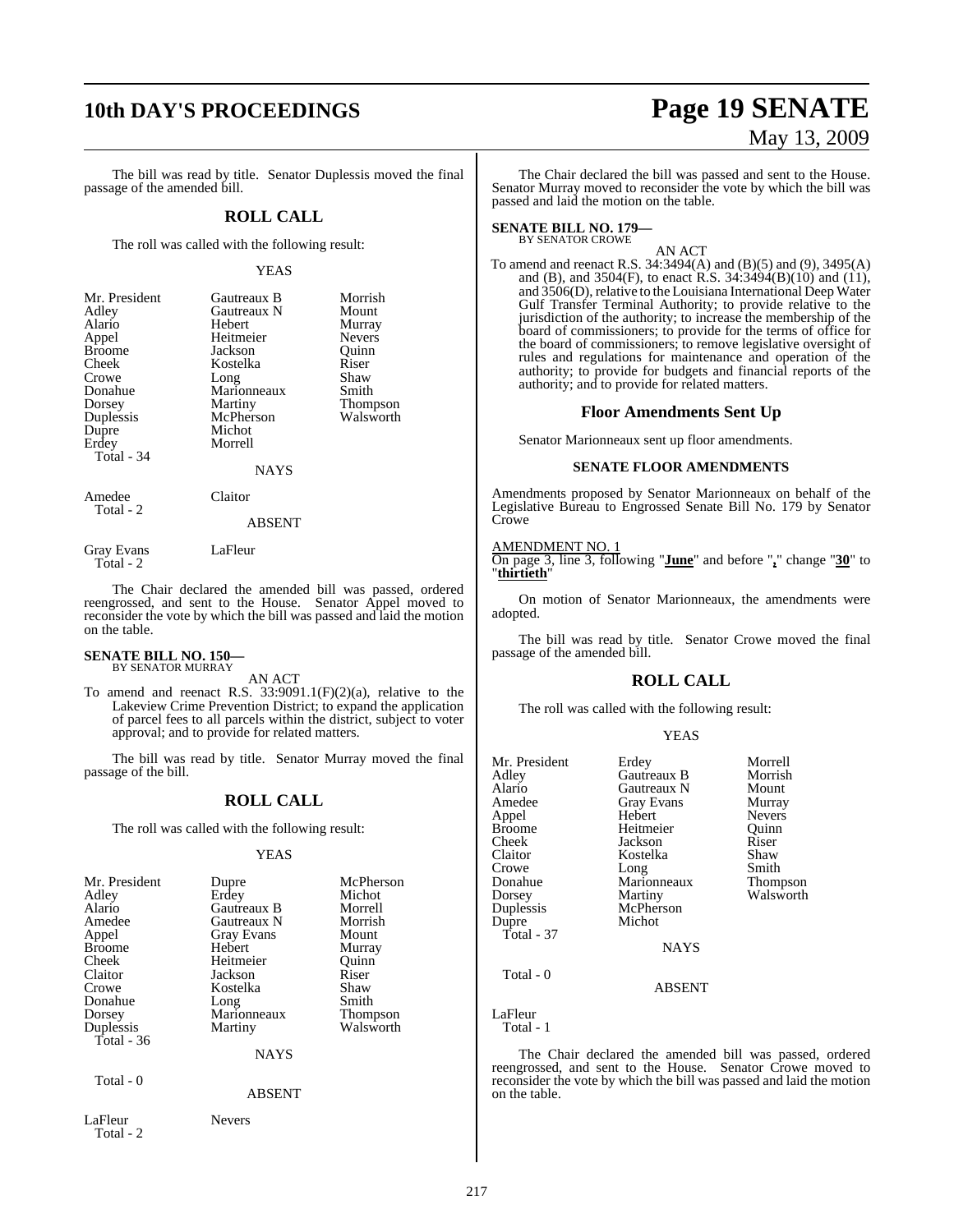The bill was read by title. Senator Duplessis moved the final passage of the amended bill.

## ROLL CALL

The roll was called with the following result:

YEAS

| | | |
|---|---|---|
| Mr. President | Gautreaux B | Morrish |
| Adley | Gautreaux N | Mount |
| Alario | Hebert | Murray |
| Appel | Heitmeier | Nevers |
| Broome | Jackson | Quinn |
| Cheek | Kostelka | Riser |
| Crowe | Long | Shaw |
| Donahue | Marionneaux | Smith |
| Dorsey | Martiny | Thompson |
| Duplessis | McPherson | Walsworth |
| Dupre | Michot | |
| Erdey | Morrell | |
| Total - 34 | | |

NAYS

| | |
|---|---|
| Amedee | Claitor |
| Total - 2 | |

ABSENT

| | |
|---|---|
| Gray Evans | LaFleur |
| Total - 2 | |

The Chair declared the amended bill was passed, ordered reengrossed, and sent to the House. Senator Appel moved to reconsider the vote by which the bill was passed and laid the motion on the table.

**SENATE BILL NO. 150—**
BY SENATOR MURRAY

AN ACT

To amend and reenact R.S. 33:9091.1(F)(2)(a), relative to the Lakeview Crime Prevention District; to expand the application of parcel fees to all parcels within the district, subject to voter approval; and to provide for related matters.

The bill was read by title. Senator Murray moved the final passage of the bill.

## ROLL CALL

The roll was called with the following result:

YEAS

| | | |
|---|---|---|
| Mr. President | Dupre | McPherson |
| Adley | Erdey | Michot |
| Alario | Gautreaux B | Morrell |
| Amedee | Gautreaux N | Morrish |
| Appel | Gray Evans | Mount |
| Broome | Hebert | Murray |
| Cheek | Heitmeier | Quinn |
| Claitor | Jackson | Riser |
| Crowe | Kostelka | Shaw |
| Donahue | Long | Smith |
| Dorsey | Marionneaux | Thompson |
| Duplessis | Martiny | Walsworth |
| Total - 36 | | |

NAYS

Total - 0

ABSENT

| | |
|---|---|
| LaFleur | Nevers |
| Total - 2 | |

The Chair declared the bill was passed and sent to the House. Senator Murray moved to reconsider the vote by which the bill was passed and laid the motion on the table.

**SENATE BILL NO. 179—**
BY SENATOR CROWE

AN ACT

To amend and reenact R.S. 34:3494(A) and (B)(5) and (9), 3495(A) and (B), and 3504(F), to enact R.S. 34:3494(B)(10) and (11), and 3506(D), relative to the Louisiana International Deep Water Gulf Transfer Terminal Authority; to provide relative to the jurisdiction of the authority; to increase the membership of the board of commissioners; to provide for the terms of office for the board of commissioners; to remove legislative oversight of rules and regulations for maintenance and operation of the authority; to provide for budgets and financial reports of the authority; and to provide for related matters.

## Floor Amendments Sent Up

Senator Marionneaux sent up floor amendments.

### SENATE FLOOR AMENDMENTS

Amendments proposed by Senator Marionneaux on behalf of the Legislative Bureau to Engrossed Senate Bill No. 179 by Senator Crowe

AMENDMENT NO. 1
On page 3, line 3, following "**June**" and before "**,**" change "**30**" to "**thirtieth**"

On motion of Senator Marionneaux, the amendments were adopted.

The bill was read by title. Senator Crowe moved the final passage of the amended bill.

## ROLL CALL

The roll was called with the following result:

YEAS

| | | |
|---|---|---|
| Mr. President | Erdey | Morrell |
| Adley | Gautreaux B | Morrish |
| Alario | Gautreaux N | Mount |
| Amedee | Gray Evans | Murray |
| Appel | Hebert | Nevers |
| Broome | Heitmeier | Quinn |
| Cheek | Jackson | Riser |
| Claitor | Kostelka | Shaw |
| Crowe | Long | Smith |
| Donahue | Marionneaux | Thompson |
| Dorsey | Martiny | Walsworth |
| Duplessis | McPherson | |
| Dupre | Michot | |
| Total - 37 | | |

NAYS

Total - 0

ABSENT

LaFleur
Total - 1

The Chair declared the amended bill was passed, ordered reengrossed, and sent to the House. Senator Crowe moved to reconsider the vote by which the bill was passed and laid the motion on the table.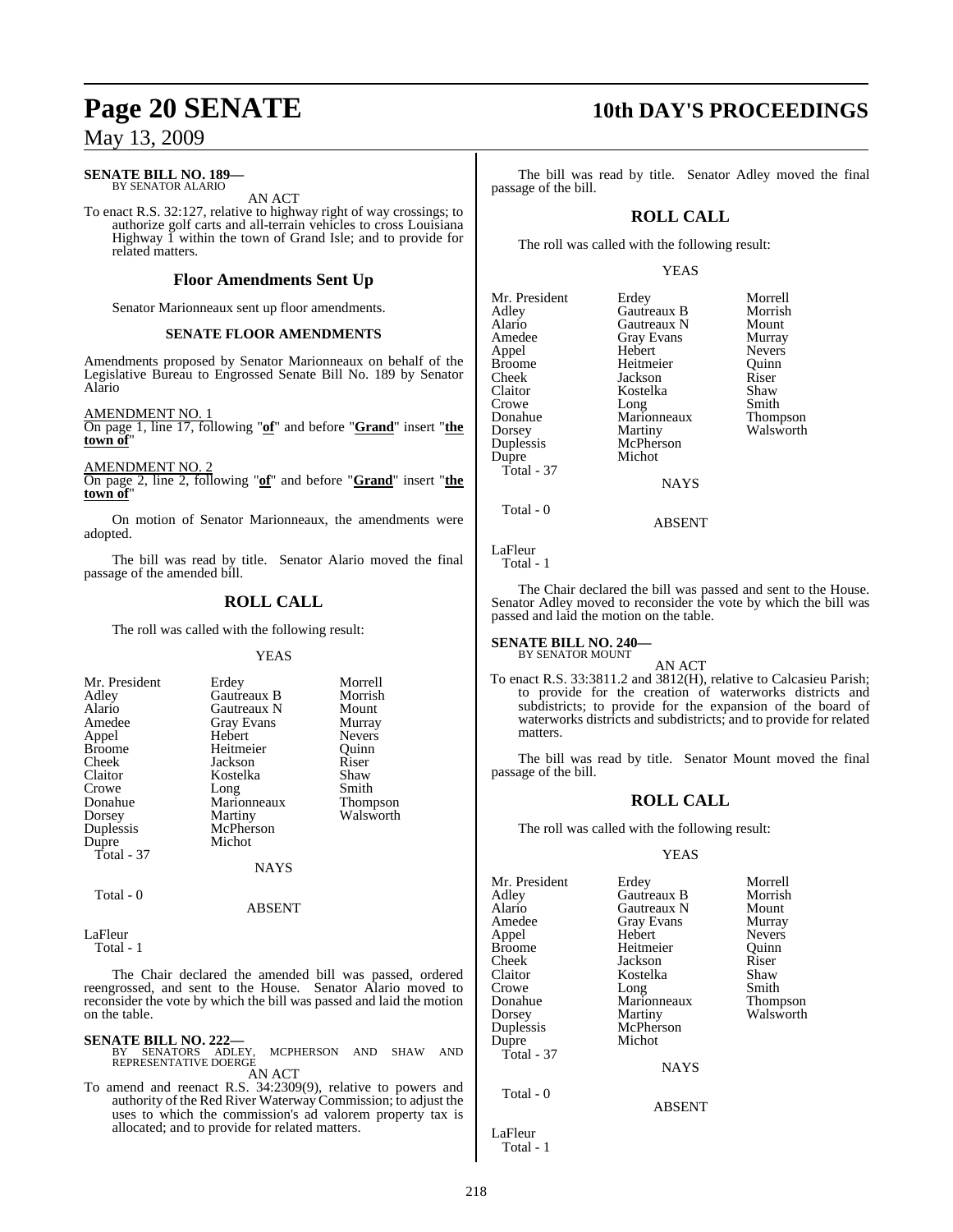**SENATE BILL NO. 189—**
BY SENATOR ALARIO

AN ACT

To enact R.S. 32:127, relative to highway right of way crossings; to authorize golf carts and all-terrain vehicles to cross Louisiana Highway 1 within the town of Grand Isle; and to provide for related matters.

## Floor Amendments Sent Up

Senator Marionneaux sent up floor amendments.

### SENATE FLOOR AMENDMENTS

Amendments proposed by Senator Marionneaux on behalf of the Legislative Bureau to Engrossed Senate Bill No. 189 by Senator Alario

AMENDMENT NO. 1
On page 1, line 17, following "**of**" and before "**Grand**" insert "**the town of**"

AMENDMENT NO. 2
On page 2, line 2, following "**of**" and before "**Grand**" insert "**the town of**"

On motion of Senator Marionneaux, the amendments were adopted.

The bill was read by title. Senator Alario moved the final passage of the amended bill.

## ROLL CALL

The roll was called with the following result:

YEAS

| | | |
|---|---|---|
| Mr. President | Erdey | Morrell |
| Adley | Gautreaux B | Morrish |
| Alario | Gautreaux N | Mount |
| Amedee | Gray Evans | Murray |
| Appel | Hebert | Nevers |
| Broome | Heitmeier | Quinn |
| Cheek | Jackson | Riser |
| Claitor | Kostelka | Shaw |
| Crowe | Long | Smith |
| Donahue | Marionneaux | Thompson |
| Dorsey | Martiny | Walsworth |
| Duplessis | McPherson | |
| Dupre | Michot | |

Total - 37

NAYS

Total - 0

ABSENT

LaFleur
Total - 1

The Chair declared the amended bill was passed, ordered reengrossed, and sent to the House. Senator Alario moved to reconsider the vote by which the bill was passed and laid the motion on the table.

**SENATE BILL NO. 222—**
BY SENATORS ADLEY, MCPHERSON AND SHAW AND REPRESENTATIVE DOERGE

AN ACT

To amend and reenact R.S. 34:2309(9), relative to powers and authority of the Red River Waterway Commission; to adjust the uses to which the commission's ad valorem property tax is allocated; and to provide for related matters.

The bill was read by title. Senator Adley moved the final passage of the bill.

## ROLL CALL

The roll was called with the following result:

YEAS

| | | |
|---|---|---|
| Mr. President | Erdey | Morrell |
| Adley | Gautreaux B | Morrish |
| Alario | Gautreaux N | Mount |
| Amedee | Gray Evans | Murray |
| Appel | Hebert | Nevers |
| Broome | Heitmeier | Quinn |
| Cheek | Jackson | Riser |
| Claitor | Kostelka | Shaw |
| Crowe | Long | Smith |
| Donahue | Marionneaux | Thompson |
| Dorsey | Martiny | Walsworth |
| Duplessis | McPherson | |
| Dupre | Michot | |

Total - 37

NAYS

Total - 0

ABSENT

LaFleur
Total - 1

The Chair declared the bill was passed and sent to the House. Senator Adley moved to reconsider the vote by which the bill was passed and laid the motion on the table.

**SENATE BILL NO. 240—**
BY SENATOR MOUNT

AN ACT

To enact R.S. 33:3811.2 and 3812(H), relative to Calcasieu Parish; to provide for the creation of waterworks districts and subdistricts; to provide for the expansion of the board of waterworks districts and subdistricts; and to provide for related matters.

The bill was read by title. Senator Mount moved the final passage of the bill.

## ROLL CALL

The roll was called with the following result:

YEAS

| | | |
|---|---|---|
| Mr. President | Erdey | Morrell |
| Adley | Gautreaux B | Morrish |
| Alario | Gautreaux N | Mount |
| Amedee | Gray Evans | Murray |
| Appel | Hebert | Nevers |
| Broome | Heitmeier | Quinn |
| Cheek | Jackson | Riser |
| Claitor | Kostelka | Shaw |
| Crowe | Long | Smith |
| Donahue | Marionneaux | Thompson |
| Dorsey | Martiny | Walsworth |
| Duplessis | McPherson | |
| Dupre | Michot | |

Total - 37

NAYS

Total - 0

ABSENT

LaFleur
Total - 1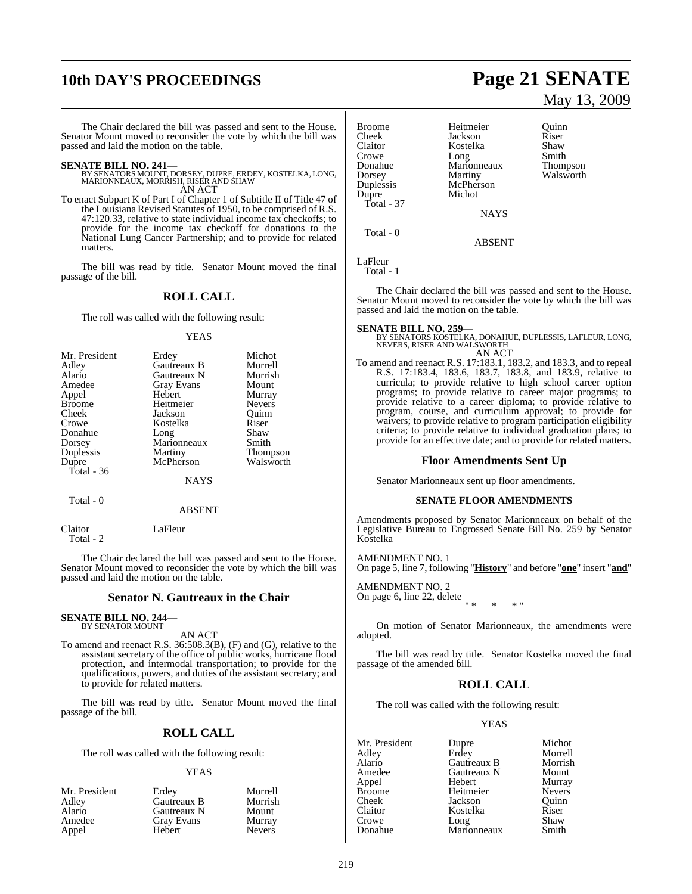The Chair declared the bill was passed and sent to the House. Senator Mount moved to reconsider the vote by which the bill was passed and laid the motion on the table.

**SENATE BILL NO. 241—**
BY SENATORS MOUNT, DORSEY, DUPRE, ERDEY, KOSTELKA, LONG, MARIONNEAUX, MORRISH, RISER AND SHAW
AN ACT

To enact Subpart K of Part I of Chapter 1 of Subtitle II of Title 47 of the Louisiana Revised Statutes of 1950, to be comprised of R.S. 47:120.33, relative to state individual income tax checkoffs; to provide for the income tax checkoff for donations to the National Lung Cancer Partnership; and to provide for related matters.

The bill was read by title. Senator Mount moved the final passage of the bill.

## ROLL CALL

The roll was called with the following result:

YEAS

| | | |
|---|---|---|
| Mr. President | Erdey | Michot |
| Adley | Gautreaux B | Morrell |
| Alario | Gautreaux N | Morrish |
| Amedee | Gray Evans | Mount |
| Appel | Hebert | Murray |
| Broome | Heitmeier | Nevers |
| Cheek | Jackson | Quinn |
| Crowe | Kostelka | Riser |
| Donahue | Long | Shaw |
| Dorsey | Marionneaux | Smith |
| Duplessis | Martiny | Thompson |
| Dupre | McPherson | Walsworth |
| Total - 36 | | |

NAYS

Total - 0

ABSENT

Claitor LaFleur
Total - 2

The Chair declared the bill was passed and sent to the House. Senator Mount moved to reconsider the vote by which the bill was passed and laid the motion on the table.

## Senator N. Gautreaux in the Chair

**SENATE BILL NO. 244—**
BY SENATOR MOUNT
AN ACT

To amend and reenact R.S. 36:508.3(B), (F) and (G), relative to the assistant secretary of the office of public works, hurricane flood protection, and intermodal transportation; to provide for the qualifications, powers, and duties of the assistant secretary; and to provide for related matters.

The bill was read by title. Senator Mount moved the final passage of the bill.

## ROLL CALL

The roll was called with the following result:

YEAS

| | | |
|---|---|---|
| Mr. President | Erdey | Morrell |
| Adley | Gautreaux B | Morrish |
| Alario | Gautreaux N | Mount |
| Amedee | Gray Evans | Murray |
| Appel | Hebert | Nevers |
| Broome | Heitmeier | Quinn |
| Cheek | Jackson | Riser |
| Claitor | Kostelka | Shaw |
| Crowe | Long | Smith |
| Donahue | Marionneaux | Thompson |
| Dorsey | Martiny | Walsworth |
| Duplessis | McPherson | |
| Dupre | Michot | |
| Total - 37 | | |

NAYS

Total - 0

ABSENT

LaFleur
Total - 1

The Chair declared the bill was passed and sent to the House. Senator Mount moved to reconsider the vote by which the bill was passed and laid the motion on the table.

**SENATE BILL NO. 259—**
BY SENATORS KOSTELKA, DONAHUE, DUPLESSIS, LAFLEUR, LONG, NEVERS, RISER AND WALSWORTH
AN ACT

To amend and reenact R.S. 17:183.1, 183.2, and 183.3, and to repeal R.S. 17:183.4, 183.6, 183.7, 183.8, and 183.9, relative to curricula; to provide relative to high school career option programs; to provide relative to career major programs; to provide relative to a career diploma; to provide relative to program, course, and curriculum approval; to provide for waivers; to provide relative to program participation eligibility criteria; to provide relative to individual graduation plans; to provide for an effective date; and to provide for related matters.

## Floor Amendments Sent Up

Senator Marionneaux sent up floor amendments.

### SENATE FLOOR AMENDMENTS

Amendments proposed by Senator Marionneaux on behalf of the Legislative Bureau to Engrossed Senate Bill No. 259 by Senator Kostelka

AMENDMENT NO. 1
On page 5, line 7, following "**History**" and before "**one**" insert "**and**"

AMENDMENT NO. 2
On page 6, line 22, delete
" * * * "

On motion of Senator Marionneaux, the amendments were adopted.

The bill was read by title. Senator Kostelka moved the final passage of the amended bill.

## ROLL CALL

The roll was called with the following result:

YEAS

| | | |
|---|---|---|
| Mr. President | Dupre | Michot |
| Adley | Erdey | Morrell |
| Alario | Gautreaux B | Morrish |
| Amedee | Gautreaux N | Mount |
| Appel | Hebert | Murray |
| Broome | Heitmeier | Nevers |
| Cheek | Jackson | Quinn |
| Claitor | Kostelka | Riser |
| Crowe | Long | Shaw |
| Donahue | Marionneaux | Smith |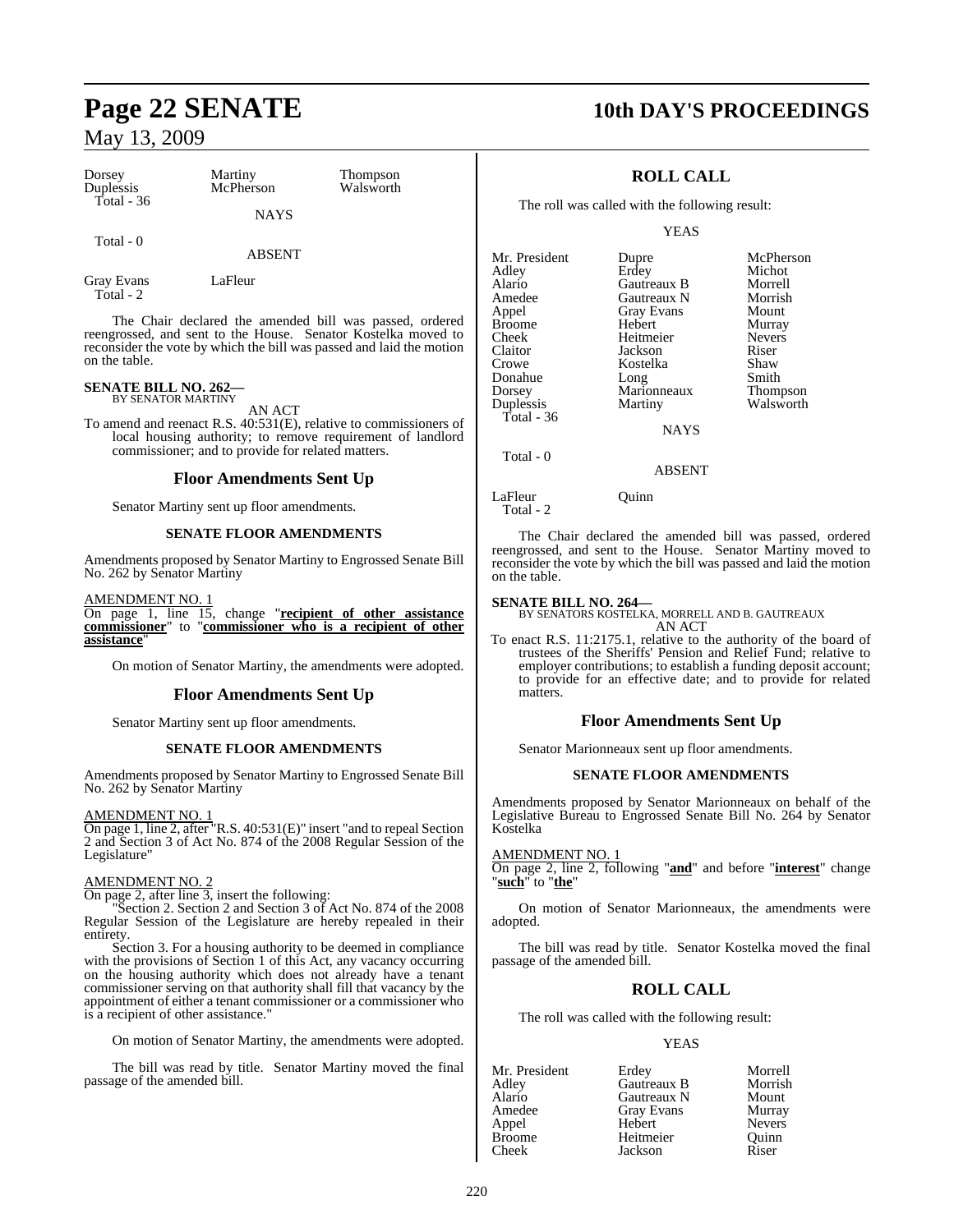| | | |
|---|---|---|
| Dorsey | Martiny | Thompson |
| Duplessis | McPherson | Walsworth |
| Total - 36 | | |

NAYS

Total - 0

ABSENT

| | |
|---|---|
| Gray Evans | LaFleur |
| Total - 2 | |

The Chair declared the amended bill was passed, ordered reengrossed, and sent to the House. Senator Kostelka moved to reconsider the vote by which the bill was passed and laid the motion on the table.

**SENATE BILL NO. 262—**
BY SENATOR MARTINY

AN ACT

To amend and reenact R.S. 40:531(E), relative to commissioners of local housing authority; to remove requirement of landlord commissioner; and to provide for related matters.

## Floor Amendments Sent Up

Senator Martiny sent up floor amendments.

### SENATE FLOOR AMENDMENTS

Amendments proposed by Senator Martiny to Engrossed Senate Bill No. 262 by Senator Martiny

AMENDMENT NO. 1
On page 1, line 15, change "**recipient of other assistance commissioner**" to "**commissioner who is a recipient of other assistance**"

On motion of Senator Martiny, the amendments were adopted.

## Floor Amendments Sent Up

Senator Martiny sent up floor amendments.

### SENATE FLOOR AMENDMENTS

Amendments proposed by Senator Martiny to Engrossed Senate Bill No. 262 by Senator Martiny

AMENDMENT NO. 1
On page 1, line 2, after "R.S. 40:531(E)" insert "and to repeal Section 2 and Section 3 of Act No. 874 of the 2008 Regular Session of the Legislature"

AMENDMENT NO. 2
On page 2, after line 3, insert the following:

"Section 2. Section 2 and Section 3 of Act No. 874 of the 2008 Regular Session of the Legislature are hereby repealed in their entirety.

Section 3. For a housing authority to be deemed in compliance with the provisions of Section 1 of this Act, any vacancy occurring on the housing authority which does not already have a tenant commissioner serving on that authority shall fill that vacancy by the appointment of either a tenant commissioner or a commissioner who is a recipient of other assistance."

On motion of Senator Martiny, the amendments were adopted.

The bill was read by title. Senator Martiny moved the final passage of the amended bill.

## ROLL CALL

The roll was called with the following result:

YEAS

| | | |
|---|---|---|
| Mr. President | Dupre | McPherson |
| Adley | Erdey | Michot |
| Alario | Gautreaux B | Morrell |
| Amedee | Gautreaux N | Morrish |
| Appel | Gray Evans | Mount |
| Broome | Hebert | Murray |
| Cheek | Heitmeier | Nevers |
| Claitor | Jackson | Riser |
| Crowe | Kostelka | Shaw |
| Donahue | Long | Smith |
| Dorsey | Marionneaux | Thompson |
| Duplessis | Martiny | Walsworth |
| Total - 36 | | |

NAYS

Total - 0

ABSENT

| | |
|---|---|
| LaFleur | Quinn |
| Total - 2 | |

The Chair declared the amended bill was passed, ordered reengrossed, and sent to the House. Senator Martiny moved to reconsider the vote by which the bill was passed and laid the motion on the table.

**SENATE BILL NO. 264—**
BY SENATORS KOSTELKA, MORRELL AND B. GAUTREAUX

AN ACT

To enact R.S. 11:2175.1, relative to the authority of the board of trustees of the Sheriffs' Pension and Relief Fund; relative to employer contributions; to establish a funding deposit account; to provide for an effective date; and to provide for related matters.

## Floor Amendments Sent Up

Senator Marionneaux sent up floor amendments.

### SENATE FLOOR AMENDMENTS

Amendments proposed by Senator Marionneaux on behalf of the Legislative Bureau to Engrossed Senate Bill No. 264 by Senator Kostelka

AMENDMENT NO. 1
On page 2, line 2, following "**and**" and before "**interest**" change "**such**" to "**the**"

On motion of Senator Marionneaux, the amendments were adopted.

The bill was read by title. Senator Kostelka moved the final passage of the amended bill.

## ROLL CALL

The roll was called with the following result:

YEAS

| | | |
|---|---|---|
| Mr. President | Erdey | Morrell |
| Adley | Gautreaux B | Morrish |
| Alario | Gautreaux N | Mount |
| Amedee | Gray Evans | Murray |
| Appel | Hebert | Nevers |
| Broome | Heitmeier | Quinn |
| Cheek | Jackson | Riser |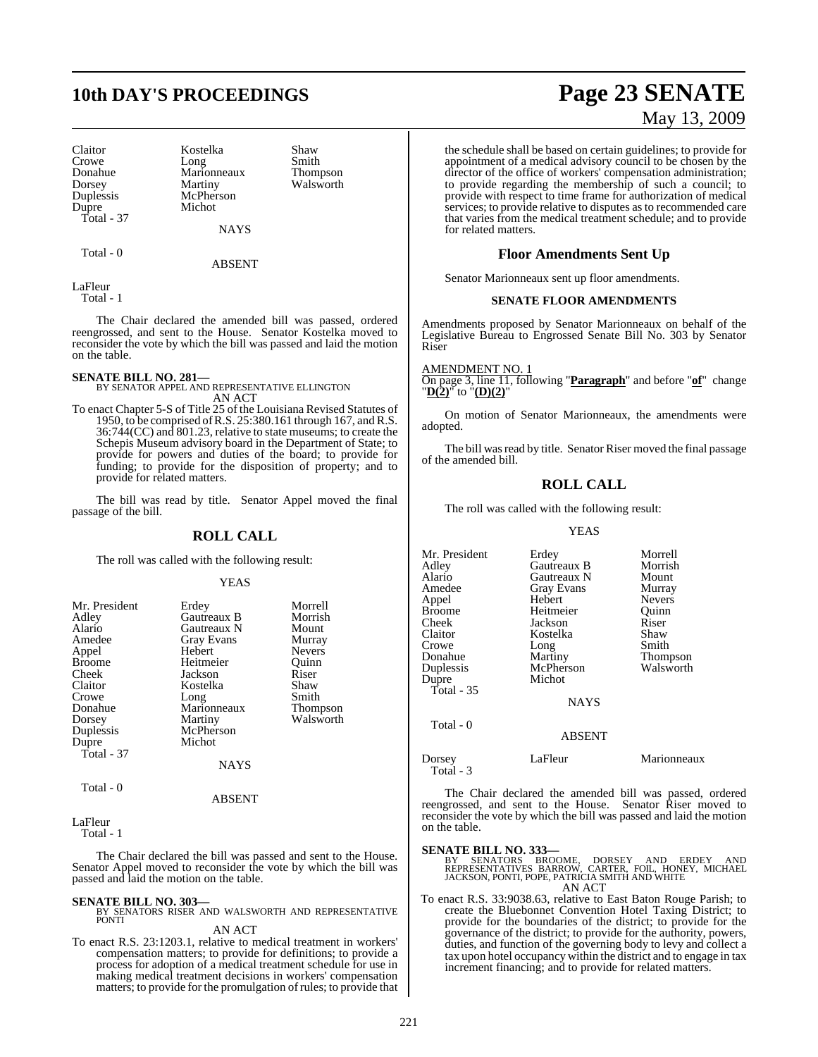| Claitor | Kostelka | Shaw |
|---|---|---|
| Crowe | Long | Smith |
| Donahue | Marionneaux | Thompson |
| Dorsey | Martiny | Walsworth |
| Duplessis | McPherson | |
| Dupre | Michot | |
| Total - 37 | | |

NAYS

Total - 0

ABSENT

LaFleur
Total - 1

The Chair declared the amended bill was passed, ordered reengrossed, and sent to the House. Senator Kostelka moved to reconsider the vote by which the bill was passed and laid the motion on the table.

**SENATE BILL NO. 281—**
BY SENATOR APPEL AND REPRESENTATIVE ELLINGTON
AN ACT

To enact Chapter 5-S of Title 25 of the Louisiana Revised Statutes of 1950, to be comprised of R.S. 25:380.161 through 167, and R.S. 36:744(CC) and 801.23, relative to state museums; to create the Schepis Museum advisory board in the Department of State; to provide for powers and duties of the board; to provide for funding; to provide for the disposition of property; and to provide for related matters.

The bill was read by title. Senator Appel moved the final passage of the bill.

## ROLL CALL

The roll was called with the following result:

YEAS

| Mr. President | Erdey | Morrell |
|---|---|---|
| Adley | Gautreaux B | Morrish |
| Alario | Gautreaux N | Mount |
| Amedee | Gray Evans | Murray |
| Appel | Hebert | Nevers |
| Broome | Heitmeier | Quinn |
| Cheek | Jackson | Riser |
| Claitor | Kostelka | Shaw |
| Crowe | Long | Smith |
| Donahue | Marionneaux | Thompson |
| Dorsey | Martiny | Walsworth |
| Duplessis | McPherson | |
| Dupre | Michot | |
| Total - 37 | | |

NAYS

Total - 0

ABSENT

LaFleur
Total - 1

The Chair declared the bill was passed and sent to the House. Senator Appel moved to reconsider the vote by which the bill was passed and laid the motion on the table.

**SENATE BILL NO. 303—**
BY SENATORS RISER AND WALSWORTH AND REPRESENTATIVE PONTI
AN ACT

To enact R.S. 23:1203.1, relative to medical treatment in workers' compensation matters; to provide for definitions; to provide a process for adoption of a medical treatment schedule for use in making medical treatment decisions in workers' compensation matters; to provide for the promulgation of rules; to provide that the schedule shall be based on certain guidelines; to provide for appointment of a medical advisory council to be chosen by the director of the office of workers' compensation administration; to provide regarding the membership of such a council; to provide with respect to time frame for authorization of medical services; to provide relative to disputes as to recommended care that varies from the medical treatment schedule; and to provide for related matters.

## Floor Amendments Sent Up

Senator Marionneaux sent up floor amendments.

**SENATE FLOOR AMENDMENTS**

Amendments proposed by Senator Marionneaux on behalf of the Legislative Bureau to Engrossed Senate Bill No. 303 by Senator Riser

AMENDMENT NO. 1
On page 3, line 11, following "**Paragraph**" and before "**of**" change "**D(2)**" to "**(D)(2)**"

On motion of Senator Marionneaux, the amendments were adopted.

The bill was read by title. Senator Riser moved the final passage of the amended bill.

## ROLL CALL

The roll was called with the following result:

YEAS

| Mr. President | Erdey | Morrell |
|---|---|---|
| Adley | Gautreaux B | Morrish |
| Alario | Gautreaux N | Mount |
| Amedee | Gray Evans | Murray |
| Appel | Hebert | Nevers |
| Broome | Heitmeier | Quinn |
| Cheek | Jackson | Riser |
| Claitor | Kostelka | Shaw |
| Crowe | Long | Smith |
| Donahue | Martiny | Thompson |
| Duplessis | McPherson | Walsworth |
| Dupre | Michot | |
| Total - 35 | | |

NAYS

Total - 0

ABSENT

| Dorsey | LaFleur | Marionneaux |
|---|---|---|
| Total - 3 | | |

The Chair declared the amended bill was passed, ordered reengrossed, and sent to the House. Senator Riser moved to reconsider the vote by which the bill was passed and laid the motion on the table.

**SENATE BILL NO. 333—**
BY SENATORS BROOME, DORSEY AND ERDEY AND REPRESENTATIVES BARROW, CARTER, FOIL, HONEY, MICHAEL JACKSON, PONTI, POPE, PATRICIA SMITH AND WHITE
AN ACT

To enact R.S. 33:9038.63, relative to East Baton Rouge Parish; to create the Bluebonnet Convention Hotel Taxing District; to provide for the boundaries of the district; to provide for the governance of the district; to provide for the authority, powers, duties, and function of the governing body to levy and collect a tax upon hotel occupancy within the district and to engage in tax increment financing; and to provide for related matters.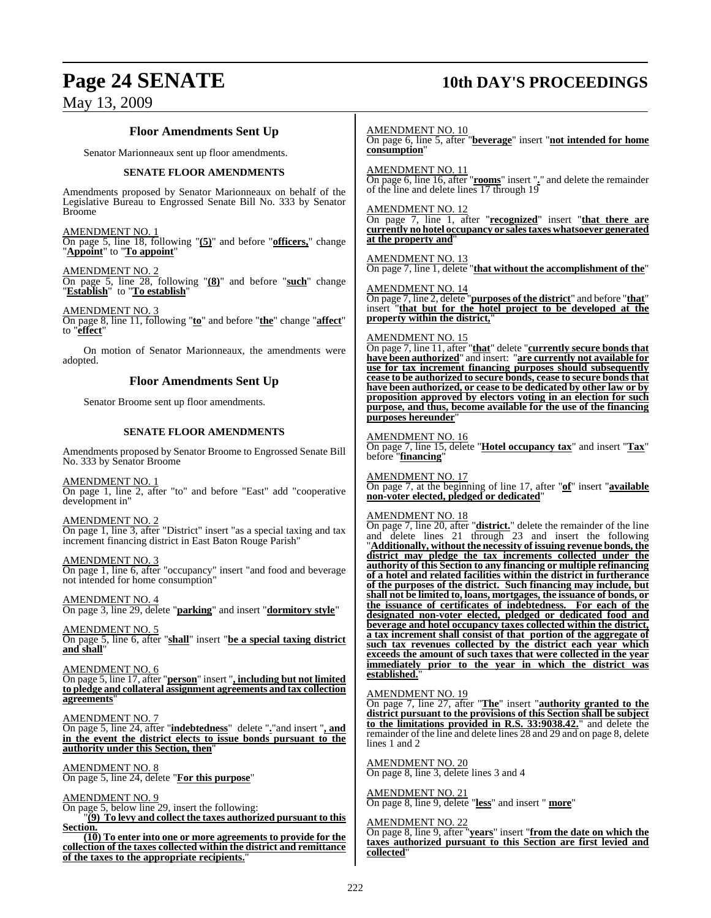## Floor Amendments Sent Up

Senator Marionneaux sent up floor amendments.

### SENATE FLOOR AMENDMENTS

Amendments proposed by Senator Marionneaux on behalf of the Legislative Bureau to Engrossed Senate Bill No. 333 by Senator Broome

AMENDMENT NO. 1
On page 5, line 18, following "**(5)**" and before "**officers,**" change "**Appoint**" to "**To appoint**"

AMENDMENT NO. 2
On page 5, line 28, following "**(8)**" and before "**such**" change "**Establish**" to "**To establish**"

AMENDMENT NO. 3
On page 8, line 11, following "**to**" and before "**the**" change "**affect**" to "**effect**"

On motion of Senator Marionneaux, the amendments were adopted.

## Floor Amendments Sent Up

Senator Broome sent up floor amendments.

### SENATE FLOOR AMENDMENTS

Amendments proposed by Senator Broome to Engrossed Senate Bill No. 333 by Senator Broome

AMENDMENT NO. 1
On page 1, line 2, after "to" and before "East" add "cooperative development in"

AMENDMENT NO. 2
On page 1, line 3, after "District" insert "as a special taxing and tax increment financing district in East Baton Rouge Parish"

AMENDMENT NO. 3
On page 1, line 6, after "occupancy" insert "and food and beverage not intended for home consumption"

AMENDMENT NO. 4
On page 3, line 29, delete "**parking**" and insert "**dormitory style**"

AMENDMENT NO. 5
On page 5, line 6, after "**shall**" insert "**be a special taxing district and shall**"

AMENDMENT NO. 6
On page 5, line 17, after "**person**" insert "**, including but not limited to pledge and collateral assignment agreements and tax collection agreements**"

AMENDMENT NO. 7
On page 5, line 24, after "**indebtedness**" delete "**.**"and insert "**, and in the event the district elects to issue bonds pursuant to the authority under this Section, then**"

AMENDMENT NO. 8
On page 5, line 24, delete "**For this purpose**"

AMENDMENT NO. 9
On page 5, below line 29, insert the following:

"**(9) To levy and collect the taxes authorized pursuant to this Section.**

**(10) To enter into one or more agreements to provide for the collection of the taxes collected within the district and remittance of the taxes to the appropriate recipients.**"

AMENDMENT NO. 10
On page 6, line 5, after "**beverage**" insert "**not intended for home consumption**"

AMENDMENT NO. 11
On page 6, line 16, after "**rooms**" insert "**.**" and delete the remainder of the line and delete lines 17 through 19

AMENDMENT NO. 12
On page 7, line 1, after "**recognized**" insert "**that there are currently no hotel occupancy or sales taxes whatsoever generated at the property and**"

AMENDMENT NO. 13
On page 7, line 1, delete "**that without the accomplishment of the**"

AMENDMENT NO. 14
On page 7, line 2, delete "**purposes of the district**" and before "**that**" insert "**that but for the hotel project to be developed at the property within the district,**"

AMENDMENT NO. 15
On page 7, line 11, after "**that**" delete "**currently secure bonds that have been authorized**" and insert: "**are currently not available for use for tax increment financing purposes should subsequently cease to be authorized to secure bonds, cease to secure bonds that have been authorized, or cease to be dedicated by other law or by proposition approved by electors voting in an election for such purpose, and thus, become available for the use of the financing purposes hereunder**"

AMENDMENT NO. 16
On page 7, line 15, delete "**Hotel occupancy tax**" and insert "**Tax**" before "**financing**"

AMENDMENT NO. 17
On page 7, at the beginning of line 17, after "**of**" insert "**available non-voter elected, pledged or dedicated**"

AMENDMENT NO. 18
On page 7, line 20, after "**district.**" delete the remainder of the line and delete lines 21 through 23 and insert the following "**Additionally, without the necessity of issuing revenue bonds, the district may pledge the tax increments collected under the authority of this Section to any financing or multiple refinancing of a hotel and related facilities within the district in furtherance of the purposes of the district. Such financing may include, but shall not be limited to, loans, mortgages, the issuance of bonds, or the issuance of certificates of indebtedness. For each of the designated non-voter elected, pledged or dedicated food and beverage and hotel occupancy taxes collected within the district, a tax increment shall consist of that portion of the aggregate of such tax revenues collected by the district each year which exceeds the amount of such taxes that were collected in the year immediately prior to the year in which the district was established.**"

AMENDMENT NO. 19
On page 7, line 27, after "**The**" insert "**authority granted to the district pursuant to the provisions of this Section shall be subject to the limitations provided in R.S. 33:9038.42.**" and delete the remainder of the line and delete lines 28 and 29 and on page 8, delete lines 1 and 2

AMENDMENT NO. 20
On page 8, line 3, delete lines 3 and 4

AMENDMENT NO. 21
On page 8, line 9, delete "**less**" and insert " **more**"

AMENDMENT NO. 22
On page 8, line 9, after "**years**" insert "**from the date on which the taxes authorized pursuant to this Section are first levied and collected**"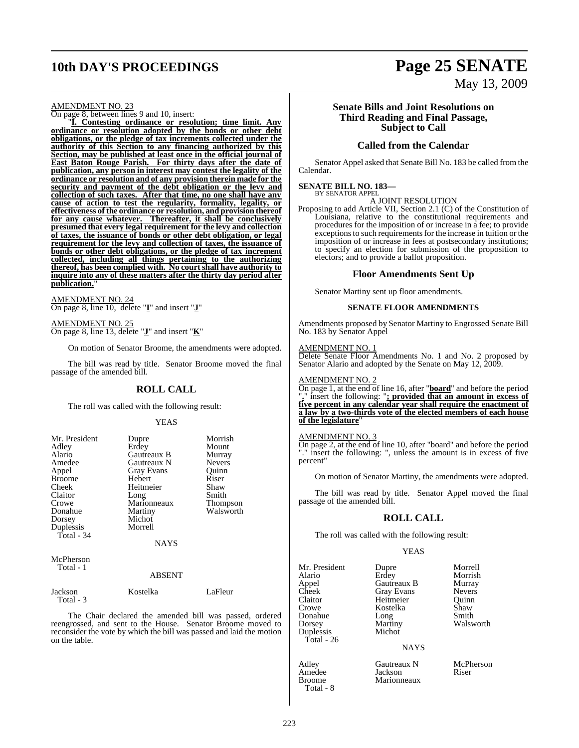AMENDMENT NO. 23

On page 8, between lines 9 and 10, insert:

"**I. Contesting ordinance or resolution; time limit. Any ordinance or resolution adopted by the bonds or other debt obligations, or the pledge of tax increments collected under the authority of this Section to any financing authorized by this Section, may be published at least once in the official journal of East Baton Rouge Parish. For thirty days after the date of publication, any person in interest may contest the legality of the ordinance or resolution and of any provision therein made for the security and payment of the debt obligation or the levy and collection of such taxes. After that time, no one shall have any cause of action to test the regularity, formality, legality, or effectiveness of the ordinance or resolution, and provision thereof for any cause whatever. Thereafter, it shall be conclusively presumed that every legal requirement for the levy and collection of taxes, the issuance of bonds or other debt obligation, or legal requirement for the levy and collection of taxes, the issuance of bonds or other debt obligations, or the pledge of tax increment collected, including all things pertaining to the authorizing thereof, has been complied with. No court shall have authority to inquire into any of these matters after the thirty day period after publication.**"

AMENDMENT NO. 24

On page 8, line 10, delete "**I**" and insert "**J**"

AMENDMENT NO. 25

On page 8, line 13, delete "**J**" and insert "**K**"

On motion of Senator Broome, the amendments were adopted.

The bill was read by title. Senator Broome moved the final passage of the amended bill.

## ROLL CALL

The roll was called with the following result:

YEAS

| | | |
|---|---|---|
| Mr. President | Dupre | Morrish |
| Adley | Erdey | Mount |
| Alario | Gautreaux B | Murray |
| Amedee | Gautreaux N | Nevers |
| Appel | Gray Evans | Quinn |
| Broome | Hebert | Riser |
| Cheek | Heitmeier | Shaw |
| Claitor | Long | Smith |
| Crowe | Marionneaux | Thompson |
| Donahue | Martiny | Walsworth |
| Dorsey | Michot | |
| Duplessis | Morrell | |
| Total - 34 | | |

NAYS

McPherson
Total - 1

ABSENT

| | | |
|---|---|---|
| Jackson | Kostelka | LaFleur |
| Total - 3 | | |

The Chair declared the amended bill was passed, ordered reengrossed, and sent to the House. Senator Broome moved to reconsider the vote by which the bill was passed and laid the motion on the table.

## Senate Bills and Joint Resolutions on Third Reading and Final Passage, Subject to Call

## Called from the Calendar

Senator Appel asked that Senate Bill No. 183 be called from the Calendar.

**SENATE BILL NO. 183—**
BY SENATOR APPEL

A JOINT RESOLUTION

Proposing to add Article VII, Section 2.1 (C) of the Constitution of Louisiana, relative to the constitutional requirements and procedures for the imposition of or increase in a fee; to provide exceptions to such requirements for the increase in tuition or the imposition of or increase in fees at postsecondary institutions; to specify an election for submission of the proposition to electors; and to provide a ballot proposition.

## Floor Amendments Sent Up

Senator Martiny sent up floor amendments.

### SENATE FLOOR AMENDMENTS

Amendments proposed by Senator Martiny to Engrossed Senate Bill No. 183 by Senator Appel

AMENDMENT NO. 1

Delete Senate Floor Amendments No. 1 and No. 2 proposed by Senator Alario and adopted by the Senate on May 12, 2009.

AMENDMENT NO. 2

On page 1, at the end of line 16, after "**board**" and before the period "**.**" insert the following: "**; provided that an amount in excess of five percent in any calendar year shall require the enactment of a law by a two-thirds vote of the elected members of each house of the legislature**"

AMENDMENT NO. 3

On page 2, at the end of line 10, after "board" and before the period "." insert the following: ", unless the amount is in excess of five percent"

On motion of Senator Martiny, the amendments were adopted.

The bill was read by title. Senator Appel moved the final passage of the amended bill.

## ROLL CALL

The roll was called with the following result:

YEAS

| | | |
|---|---|---|
| Mr. President | Dupre | Morrell |
| Alario | Erdey | Morrish |
| Appel | Gautreaux B | Murray |
| Cheek | Gray Evans | Nevers |
| Claitor | Heitmeier | Quinn |
| Crowe | Kostelka | Shaw |
| Donahue | Long | Smith |
| Dorsey | Martiny | Walsworth |
| Duplessis | Michot | |
| Total - 26 | | |

NAYS

| | | |
|---|---|---|
| Adley | Gautreaux N | McPherson |
| Amedee | Jackson | Riser |
| Broome | Marionneaux | |
| Total - 8 | | |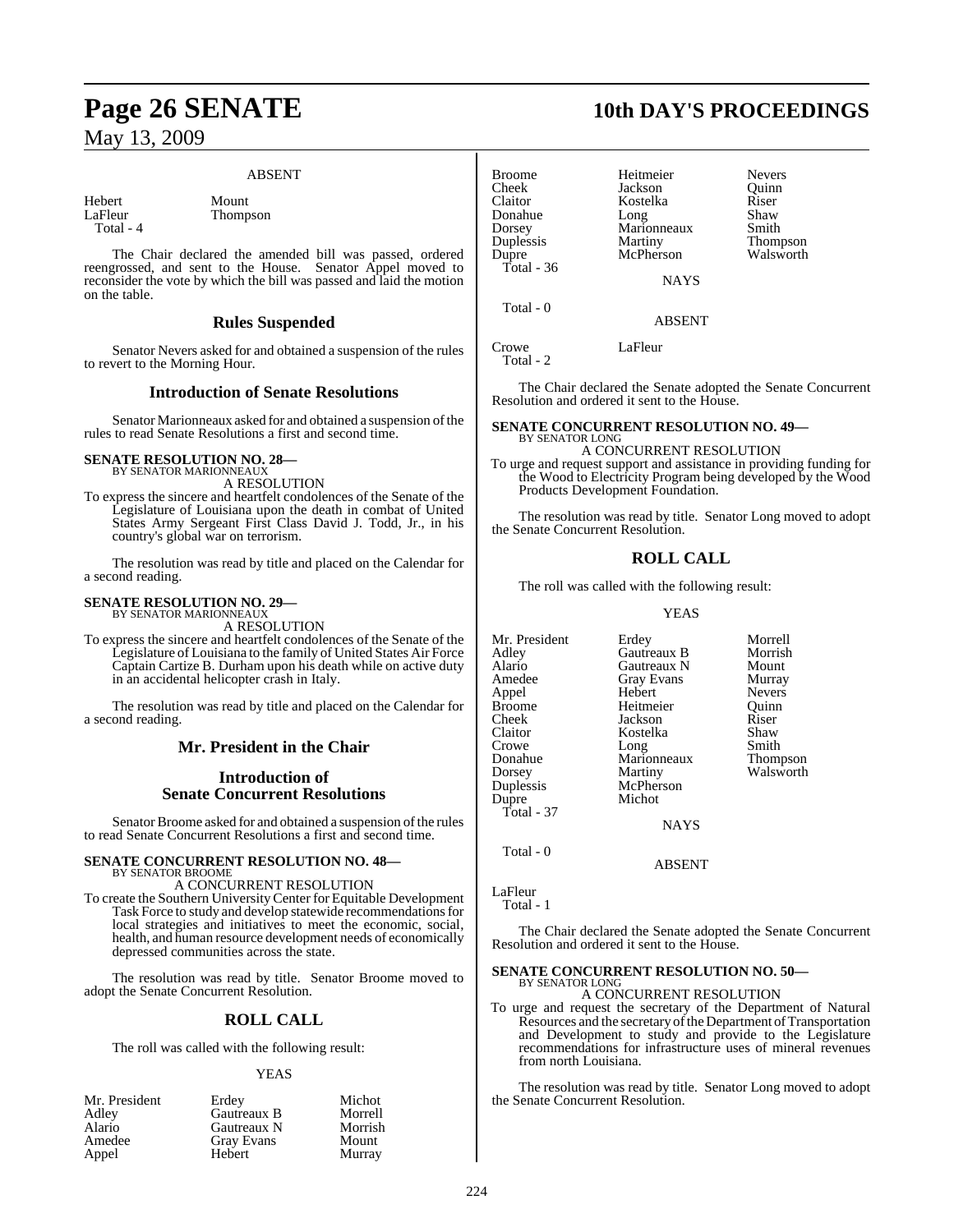ABSENT

| | |
|---|---|
| Hebert | Mount |
| LaFleur | Thompson |
| Total - 4 | |

The Chair declared the amended bill was passed, ordered reengrossed, and sent to the House. Senator Appel moved to reconsider the vote by which the bill was passed and laid the motion on the table.

## Rules Suspended

Senator Nevers asked for and obtained a suspension of the rules to revert to the Morning Hour.

## Introduction of Senate Resolutions

Senator Marionneaux asked for and obtained a suspension of the rules to read Senate Resolutions a first and second time.

**SENATE RESOLUTION NO. 28—**
BY SENATOR MARIONNEAUX

A RESOLUTION

To express the sincere and heartfelt condolences of the Senate of the Legislature of Louisiana upon the death in combat of United States Army Sergeant First Class David J. Todd, Jr., in his country's global war on terrorism.

The resolution was read by title and placed on the Calendar for a second reading.

**SENATE RESOLUTION NO. 29—**
BY SENATOR MARIONNEAUX

A RESOLUTION

To express the sincere and heartfelt condolences of the Senate of the Legislature of Louisiana to the family of United States Air Force Captain Cartize B. Durham upon his death while on active duty in an accidental helicopter crash in Italy.

The resolution was read by title and placed on the Calendar for a second reading.

## Mr. President in the Chair

## Introduction of Senate Concurrent Resolutions

Senator Broome asked for and obtained a suspension of the rules to read Senate Concurrent Resolutions a first and second time.

**SENATE CONCURRENT RESOLUTION NO. 48—**
BY SENATOR BROOME

A CONCURRENT RESOLUTION

To create the Southern University Center for Equitable Development Task Force to study and develop statewide recommendations for local strategies and initiatives to meet the economic, social, health, and human resource development needs of economically depressed communities across the state.

The resolution was read by title. Senator Broome moved to adopt the Senate Concurrent Resolution.

## ROLL CALL

The roll was called with the following result:

YEAS

| | | |
|---|---|---|
| Mr. President | Erdey | Michot |
| Adley | Gautreaux B | Morrell |
| Alario | Gautreaux N | Morrish |
| Amedee | Gray Evans | Mount |
| Appel | Hebert | Murray |
| Broome | Heitmeier | Nevers |
| Cheek | Jackson | Quinn |
| Claitor | Kostelka | Riser |
| Donahue | Long | Shaw |
| Dorsey | Marionneaux | Smith |
| Duplessis | Martiny | Thompson |
| Dupre | McPherson | Walsworth |
| Total - 36 | | |

NAYS

Total - 0

ABSENT

| | |
|---|---|
| Crowe | LaFleur |
| Total - 2 | |

The Chair declared the Senate adopted the Senate Concurrent Resolution and ordered it sent to the House.

**SENATE CONCURRENT RESOLUTION NO. 49—**
BY SENATOR LONG

A CONCURRENT RESOLUTION

To urge and request support and assistance in providing funding for the Wood to Electricity Program being developed by the Wood Products Development Foundation.

The resolution was read by title. Senator Long moved to adopt the Senate Concurrent Resolution.

## ROLL CALL

The roll was called with the following result:

YEAS

| | | |
|---|---|---|
| Mr. President | Erdey | Morrell |
| Adley | Gautreaux B | Morrish |
| Alario | Gautreaux N | Mount |
| Amedee | Gray Evans | Murray |
| Appel | Hebert | Nevers |
| Broome | Heitmeier | Quinn |
| Cheek | Jackson | Riser |
| Claitor | Kostelka | Shaw |
| Crowe | Long | Smith |
| Donahue | Marionneaux | Thompson |
| Dorsey | Martiny | Walsworth |
| Duplessis | McPherson | |
| Dupre | Michot | |
| Total - 37 | | |

NAYS

Total - 0

ABSENT

LaFleur
Total - 1

The Chair declared the Senate adopted the Senate Concurrent Resolution and ordered it sent to the House.

**SENATE CONCURRENT RESOLUTION NO. 50—**
BY SENATOR LONG

A CONCURRENT RESOLUTION

To urge and request the secretary of the Department of Natural Resources and the secretary of the Department of Transportation and Development to study and provide to the Legislature recommendations for infrastructure uses of mineral revenues from north Louisiana.

The resolution was read by title. Senator Long moved to adopt the Senate Concurrent Resolution.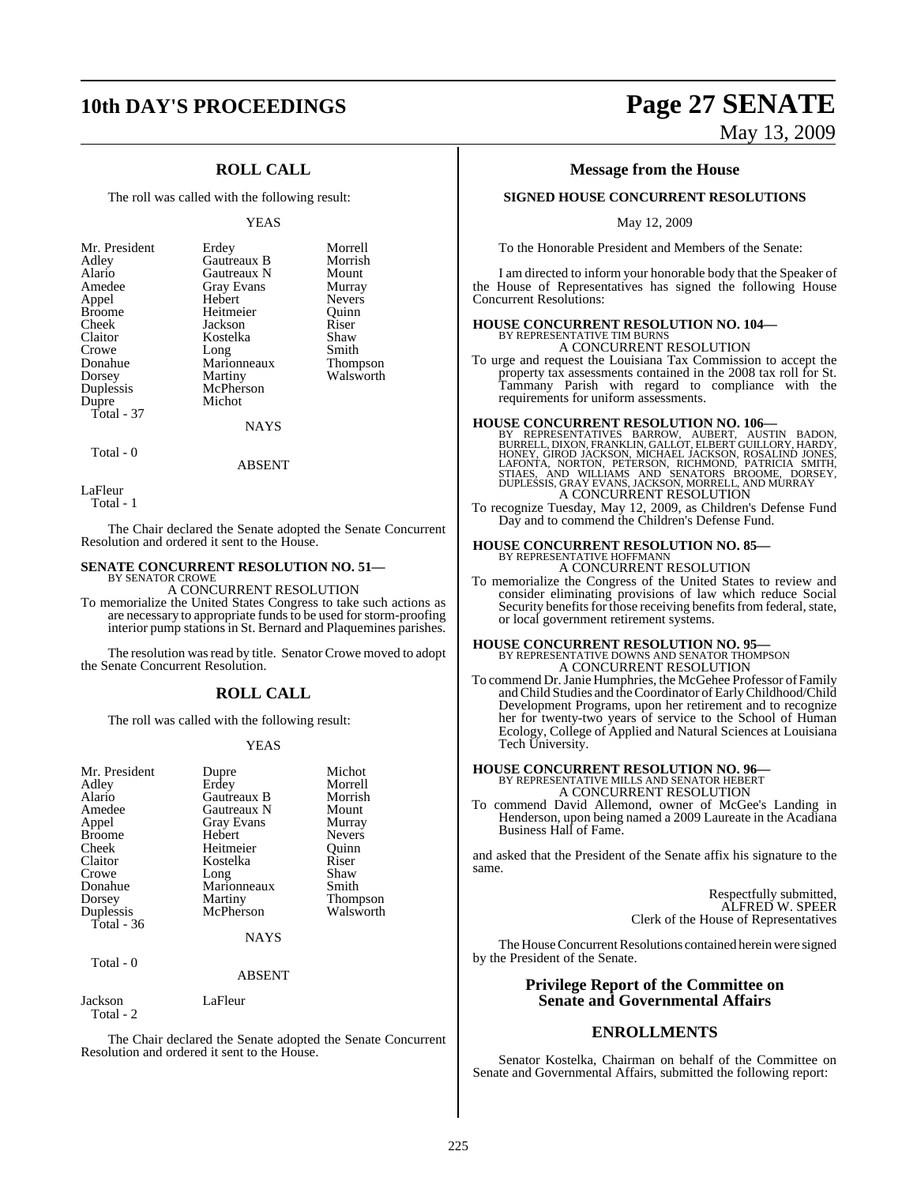## ROLL CALL

The roll was called with the following result:

YEAS

| | | |
|---|---|---|
| Mr. President | Erdey | Morrell |
| Adley | Gautreaux B | Morrish |
| Alario | Gautreaux N | Mount |
| Amedee | Gray Evans | Murray |
| Appel | Hebert | Nevers |
| Broome | Heitmeier | Quinn |
| Cheek | Jackson | Riser |
| Claitor | Kostelka | Shaw |
| Crowe | Long | Smith |
| Donahue | Marionneaux | Thompson |
| Dorsey | Martiny | Walsworth |
| Duplessis | McPherson | |
| Dupre | Michot | |
| Total - 37 | | |

NAYS

Total - 0

ABSENT

LaFleur
Total - 1

The Chair declared the Senate adopted the Senate Concurrent Resolution and ordered it sent to the House.

### SENATE CONCURRENT RESOLUTION NO. 51—

BY SENATOR CROWE

A CONCURRENT RESOLUTION

To memorialize the United States Congress to take such actions as are necessary to appropriate funds to be used for storm-proofing interior pump stations in St. Bernard and Plaquemines parishes.

The resolution was read by title. Senator Crowe moved to adopt the Senate Concurrent Resolution.

## ROLL CALL

The roll was called with the following result:

YEAS

| | | |
|---|---|---|
| Mr. President | Dupre | Michot |
| Adley | Erdey | Morrell |
| Alario | Gautreaux B | Morrish |
| Amedee | Gautreaux N | Mount |
| Appel | Gray Evans | Murray |
| Broome | Hebert | Nevers |
| Cheek | Heitmeier | Quinn |
| Claitor | Kostelka | Riser |
| Crowe | Long | Shaw |
| Donahue | Marionneaux | Smith |
| Dorsey | Martiny | Thompson |
| Duplessis | McPherson | Walsworth |
| Total - 36 | | |

NAYS

Total - 0

ABSENT

Jackson LaFleur
Total - 2

The Chair declared the Senate adopted the Senate Concurrent Resolution and ordered it sent to the House.

## Message from the House

### SIGNED HOUSE CONCURRENT RESOLUTIONS

May 12, 2009

To the Honorable President and Members of the Senate:

I am directed to inform your honorable body that the Speaker of the House of Representatives has signed the following House Concurrent Resolutions:

### HOUSE CONCURRENT RESOLUTION NO. 104—

BY REPRESENTATIVE TIM BURNS

A CONCURRENT RESOLUTION

To urge and request the Louisiana Tax Commission to accept the property tax assessments contained in the 2008 tax roll for St. Tammany Parish with regard to compliance with the requirements for uniform assessments.

### HOUSE CONCURRENT RESOLUTION NO. 106—

BY REPRESENTATIVES BARROW, AUBERT, AUSTIN BADON, BURRELL, DIXON, FRANKLIN, GALLOT, ELBERT GUILLORY, HARDY, HONEY, GIROD JACKSON, MICHAEL JACKSON, ROSALIND JONES, LAFONTA, NORTON, PETERSON, RICHMOND, PATRICIA SMITH, STIAES, AND WILLIAMS AND SENATORS BROOME, DORSEY, DUPLESSIS, GRAY EVANS, JACKSON, MORRELL, AND MURRAY

A CONCURRENT RESOLUTION

To recognize Tuesday, May 12, 2009, as Children's Defense Fund Day and to commend the Children's Defense Fund.

### HOUSE CONCURRENT RESOLUTION NO. 85—

BY REPRESENTATIVE HOFFMANN

A CONCURRENT RESOLUTION

To memorialize the Congress of the United States to review and consider eliminating provisions of law which reduce Social Security benefits for those receiving benefits from federal, state, or local government retirement systems.

### HOUSE CONCURRENT RESOLUTION NO. 95—

BY REPRESENTATIVE DOWNS AND SENATOR THOMPSON

A CONCURRENT RESOLUTION

To commend Dr. Janie Humphries, the McGehee Professor of Family and Child Studies and the Coordinator of Early Childhood/Child Development Programs, upon her retirement and to recognize her for twenty-two years of service to the School of Human Ecology, College of Applied and Natural Sciences at Louisiana Tech University.

### HOUSE CONCURRENT RESOLUTION NO. 96—

BY REPRESENTATIVE MILLS AND SENATOR HEBERT

A CONCURRENT RESOLUTION

To commend David Allemond, owner of McGee's Landing in Henderson, upon being named a 2009 Laureate in the Acadiana Business Hall of Fame.

and asked that the President of the Senate affix his signature to the same.

Respectfully submitted,
ALFRED W. SPEER
Clerk of the House of Representatives

The House Concurrent Resolutions contained herein were signed by the President of the Senate.

## Privilege Report of the Committee on Senate and Governmental Affairs

## ENROLLMENTS

Senator Kostelka, Chairman on behalf of the Committee on Senate and Governmental Affairs, submitted the following report: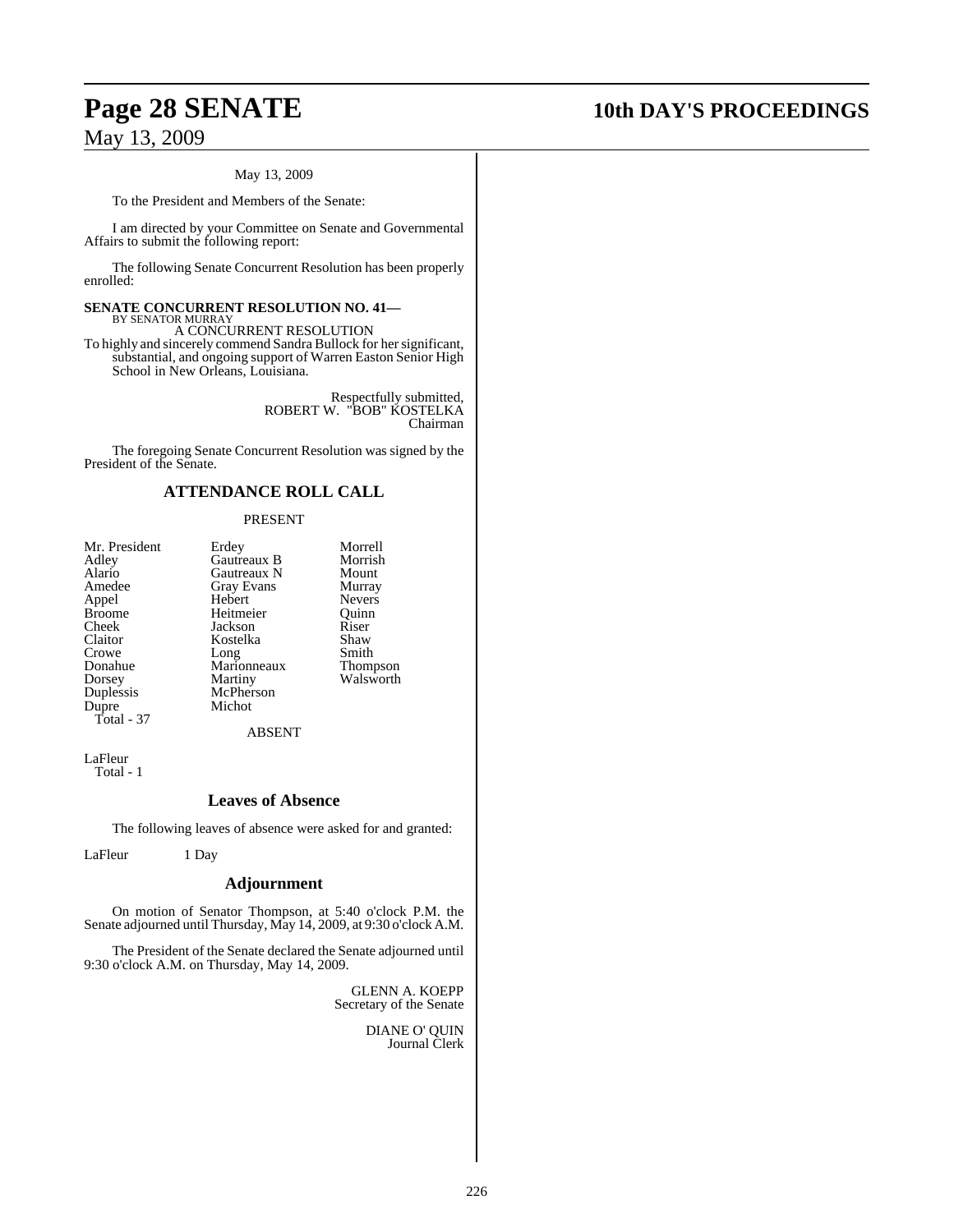May 13, 2009

To the President and Members of the Senate:

I am directed by your Committee on Senate and Governmental Affairs to submit the following report:

The following Senate Concurrent Resolution has been properly enrolled:

**SENATE CONCURRENT RESOLUTION NO. 41—**
BY SENATOR MURRAY
A CONCURRENT RESOLUTION
To highly and sincerely commend Sandra Bullock for her significant, substantial, and ongoing support of Warren Easton Senior High School in New Orleans, Louisiana.

Respectfully submitted,
ROBERT W. "BOB" KOSTELKA
Chairman

The foregoing Senate Concurrent Resolution was signed by the President of the Senate.

## ATTENDANCE ROLL CALL

PRESENT

| | | |
|---|---|---|
| Mr. President | Erdey | Morrell |
| Adley | Gautreaux B | Morrish |
| Alario | Gautreaux N | Mount |
| Amedee | Gray Evans | Murray |
| Appel | Hebert | Nevers |
| Broome | Heitmeier | Quinn |
| Cheek | Jackson | Riser |
| Claitor | Kostelka | Shaw |
| Crowe | Long | Smith |
| Donahue | Marionneaux | Thompson |
| Dorsey | Martiny | Walsworth |
| Duplessis | McPherson | |
| Dupre | Michot | |

Total - 37

ABSENT

LaFleur
Total - 1

## Leaves of Absence

The following leaves of absence were asked for and granted:

LaFleur 1 Day

## Adjournment

On motion of Senator Thompson, at 5:40 o'clock P.M. the Senate adjourned until Thursday, May 14, 2009, at 9:30 o'clock A.M.

The President of the Senate declared the Senate adjourned until 9:30 o'clock A.M. on Thursday, May 14, 2009.

GLENN A. KOEPP
Secretary of the Senate

DIANE O' QUIN
Journal Clerk